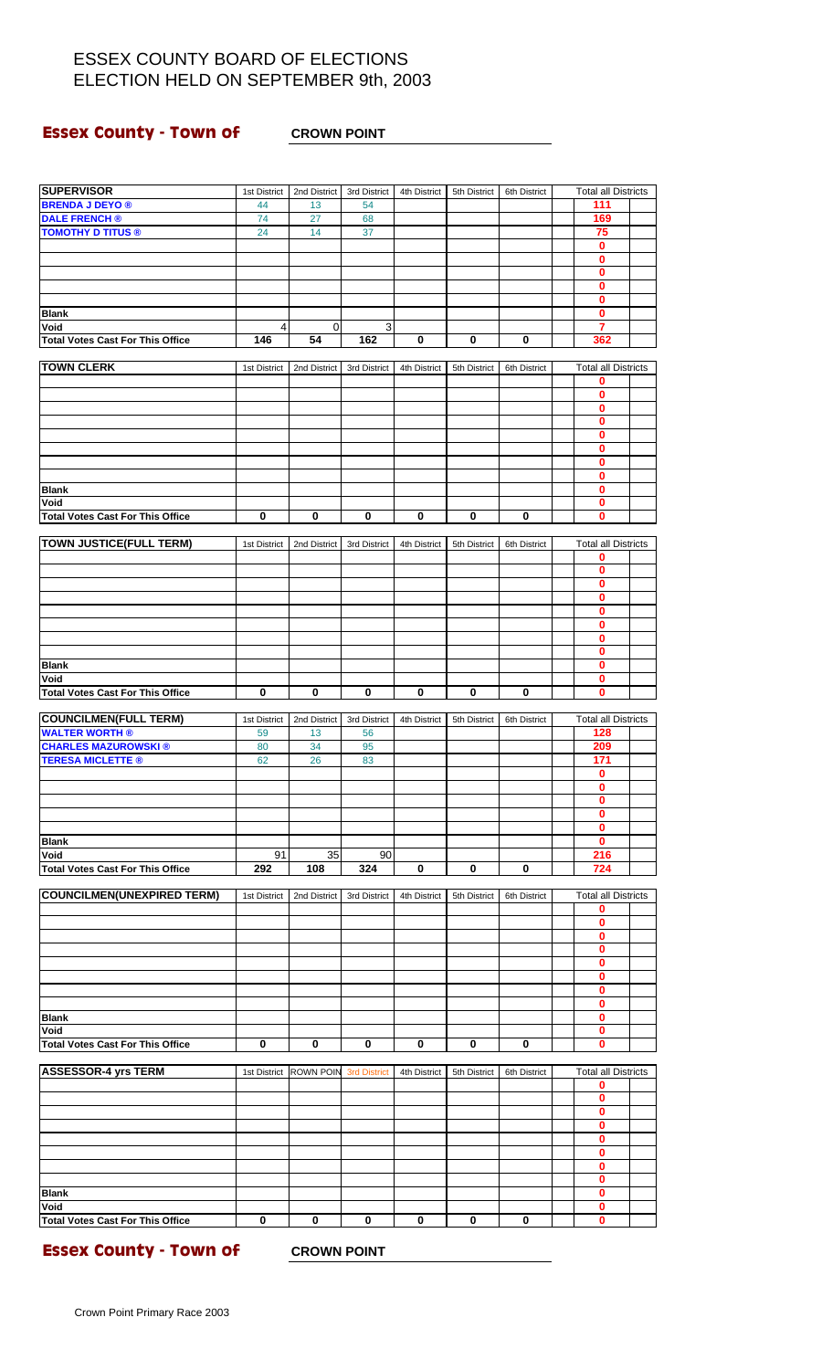# ESSEX COUNTY BOARD OF ELECTIONS
# ELECTION HELD ON SEPTEMBER 9th, 2003

## Essex County - Town of CROWN POINT

| SUPERVISOR | 1st District | 2nd District | 3rd District | 4th District | 5th District | 6th District | Total all Districts |
|---|---|---|---|---|---|---|---|
| BRENDA J DEYO ® | 44 | 13 | 54 | | | | 111 |
| DALE FRENCH ® | 74 | 27 | 68 | | | | 169 |
| TOMOTHY D TITUS ® | 24 | 14 | 37 | | | | 75 |
| | | | | | | | 0 |
| | | | | | | | 0 |
| | | | | | | | 0 |
| | | | | | | | 0 |
| | | | | | | | 0 |
| Blank | | | | | | | 0 |
| Void | 4 | 0 | 3 | | | | 7 |
| Total Votes Cast For This Office | 146 | 54 | 162 | 0 | 0 | 0 | 362 |

| TOWN CLERK | 1st District | 2nd District | 3rd District | 4th District | 5th District | 6th District | Total all Districts |
|---|---|---|---|---|---|---|---|
| | | | | | | | 0 |
| | | | | | | | 0 |
| | | | | | | | 0 |
| | | | | | | | 0 |
| | | | | | | | 0 |
| | | | | | | | 0 |
| | | | | | | | 0 |
| | | | | | | | 0 |
| Blank | | | | | | | 0 |
| Void | | | | | | | 0 |
| Total Votes Cast For This Office | 0 | 0 | 0 | 0 | 0 | 0 | 0 |

| TOWN JUSTICE(FULL TERM) | 1st District | 2nd District | 3rd District | 4th District | 5th District | 6th District | Total all Districts |
|---|---|---|---|---|---|---|---|
| | | | | | | | 0 |
| | | | | | | | 0 |
| | | | | | | | 0 |
| | | | | | | | 0 |
| | | | | | | | 0 |
| | | | | | | | 0 |
| | | | | | | | 0 |
| | | | | | | | 0 |
| Blank | | | | | | | 0 |
| Void | | | | | | | 0 |
| Total Votes Cast For This Office | 0 | 0 | 0 | 0 | 0 | 0 | 0 |

| COUNCILMEN(FULL TERM) | 1st District | 2nd District | 3rd District | 4th District | 5th District | 6th District | Total all Districts |
|---|---|---|---|---|---|---|---|
| WALTER WORTH ® | 59 | 13 | 56 | | | | 128 |
| CHARLES MAZUROWSKI ® | 80 | 34 | 95 | | | | 209 |
| TERESA MICLETTE ® | 62 | 26 | 83 | | | | 171 |
| | | | | | | | 0 |
| | | | | | | | 0 |
| | | | | | | | 0 |
| | | | | | | | 0 |
| | | | | | | | 0 |
| Blank | | | | | | | 0 |
| Void | 91 | 35 | 90 | | | | 216 |
| Total Votes Cast For This Office | 292 | 108 | 324 | 0 | 0 | 0 | 724 |

| COUNCILMEN(UNEXPIRED TERM) | 1st District | 2nd District | 3rd District | 4th District | 5th District | 6th District | Total all Districts |
|---|---|---|---|---|---|---|---|
| | | | | | | | 0 |
| | | | | | | | 0 |
| | | | | | | | 0 |
| | | | | | | | 0 |
| | | | | | | | 0 |
| | | | | | | | 0 |
| | | | | | | | 0 |
| | | | | | | | 0 |
| Blank | | | | | | | 0 |
| Void | | | | | | | 0 |
| Total Votes Cast For This Office | 0 | 0 | 0 | 0 | 0 | 0 | 0 |

| ASSESSOR-4 yrs TERM | 1st District | ROWN POIN | 3rd District | 4th District | 5th District | 6th District | Total all Districts |
|---|---|---|---|---|---|---|---|
| | | | | | | | 0 |
| | | | | | | | 0 |
| | | | | | | | 0 |
| | | | | | | | 0 |
| | | | | | | | 0 |
| | | | | | | | 0 |
| | | | | | | | 0 |
| | | | | | | | 0 |
| Blank | | | | | | | 0 |
| Void | | | | | | | 0 |
| Total Votes Cast For This Office | 0 | 0 | 0 | 0 | 0 | 0 | 0 |

## Essex County - Town of CROWN POINT

Crown Point Primary Race 2003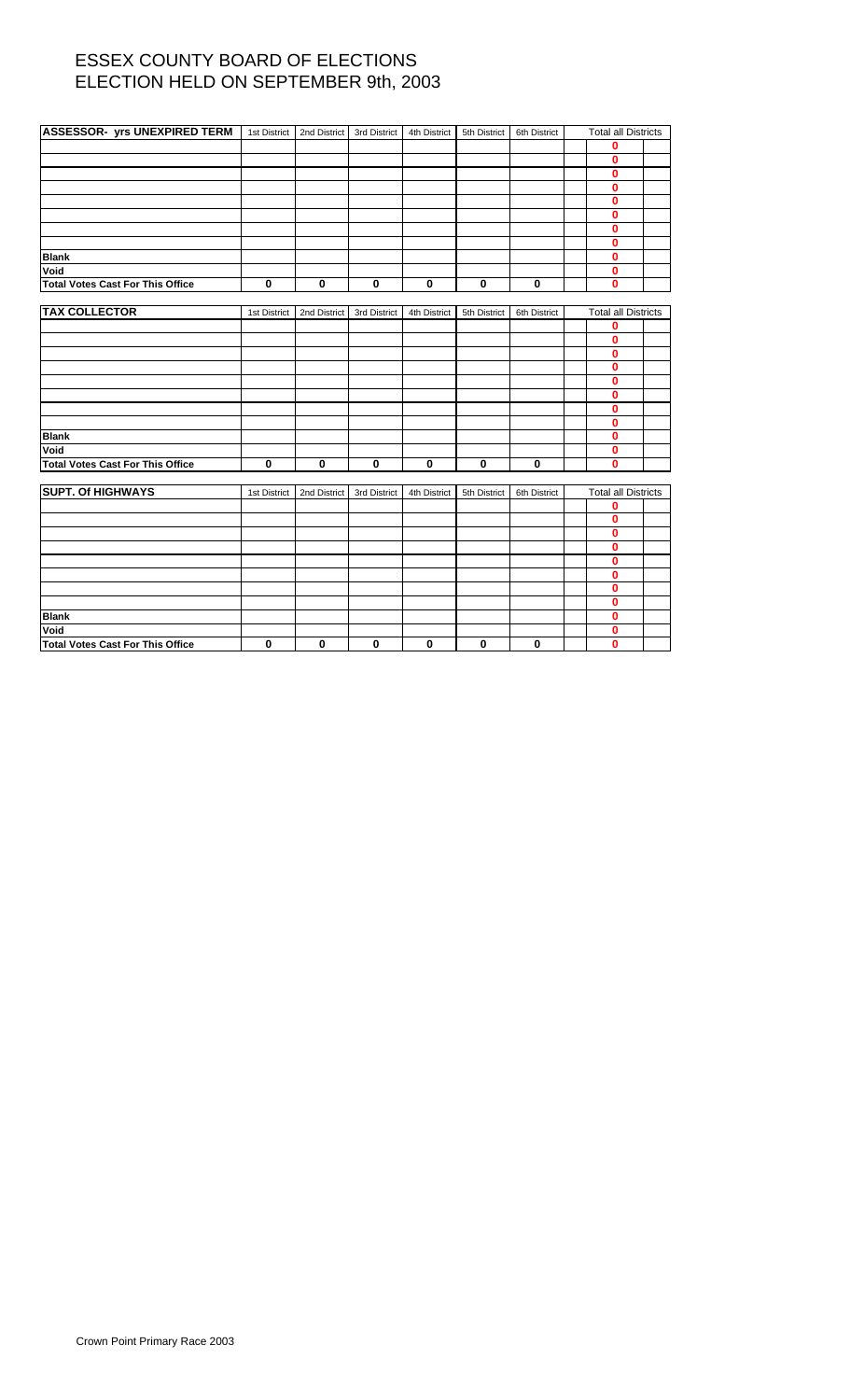# ESSEX COUNTY BOARD OF ELECTIONS
# ELECTION HELD ON SEPTEMBER 9th, 2003

| ASSESSOR- yrs UNEXPIRED TERM | 1st District | 2nd District | 3rd District | 4th District | 5th District | 6th District | | Total all Districts | |
|---|---|---|---|---|---|---|---|---|---|
| | | | | | | | | 0 | |
| | | | | | | | | 0 | |
| | | | | | | | | 0 | |
| | | | | | | | | 0 | |
| | | | | | | | | 0 | |
| | | | | | | | | 0 | |
| | | | | | | | | 0 | |
| | | | | | | | | 0 | |
| **Blank** | | | | | | | | 0 | |
| **Void** | | | | | | | | 0 | |
| **Total Votes Cast For This Office** | 0 | 0 | 0 | 0 | 0 | 0 | | 0 | |

| TAX COLLECTOR | 1st District | 2nd District | 3rd District | 4th District | 5th District | 6th District | | Total all Districts | |
|---|---|---|---|---|---|---|---|---|---|
| | | | | | | | | 0 | |
| | | | | | | | | 0 | |
| | | | | | | | | 0 | |
| | | | | | | | | 0 | |
| | | | | | | | | 0 | |
| | | | | | | | | 0 | |
| | | | | | | | | 0 | |
| | | | | | | | | 0 | |
| **Blank** | | | | | | | | 0 | |
| **Void** | | | | | | | | 0 | |
| **Total Votes Cast For This Office** | 0 | 0 | 0 | 0 | 0 | 0 | | 0 | |

| SUPT. Of HIGHWAYS | 1st District | 2nd District | 3rd District | 4th District | 5th District | 6th District | | Total all Districts | |
|---|---|---|---|---|---|---|---|---|---|
| | | | | | | | | 0 | |
| | | | | | | | | 0 | |
| | | | | | | | | 0 | |
| | | | | | | | | 0 | |
| | | | | | | | | 0 | |
| | | | | | | | | 0 | |
| | | | | | | | | 0 | |
| | | | | | | | | 0 | |
| **Blank** | | | | | | | | 0 | |
| **Void** | | | | | | | | 0 | |
| **Total Votes Cast For This Office** | 0 | 0 | 0 | 0 | 0 | 0 | | 0 | |

Crown Point Primary Race 2003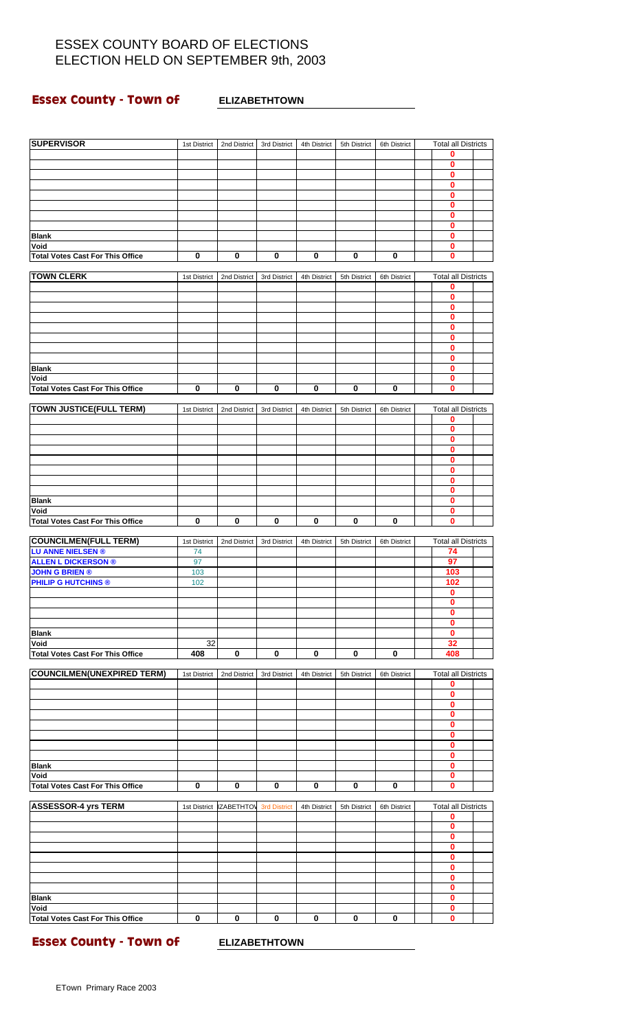# ESSEX COUNTY BOARD OF ELECTIONS
# ELECTION HELD ON SEPTEMBER 9th, 2003

**Essex County - Town of** **ELIZABETHTOWN**

| SUPERVISOR | 1st District | 2nd District | 3rd District | 4th District | 5th District | 6th District | Total all Districts |
|---|---|---|---|---|---|---|---|
| | | | | | | | 0 |
| | | | | | | | 0 |
| | | | | | | | 0 |
| | | | | | | | 0 |
| | | | | | | | 0 |
| | | | | | | | 0 |
| | | | | | | | 0 |
| | | | | | | | 0 |
| **Blank** | | | | | | | 0 |
| **Void** | | | | | | | 0 |
| **Total Votes Cast For This Office** | 0 | 0 | 0 | 0 | 0 | 0 | 0 |

| TOWN CLERK | 1st District | 2nd District | 3rd District | 4th District | 5th District | 6th District | Total all Districts |
|---|---|---|---|---|---|---|---|
| | | | | | | | 0 |
| | | | | | | | 0 |
| | | | | | | | 0 |
| | | | | | | | 0 |
| | | | | | | | 0 |
| | | | | | | | 0 |
| | | | | | | | 0 |
| | | | | | | | 0 |
| **Blank** | | | | | | | 0 |
| **Void** | | | | | | | 0 |
| **Total Votes Cast For This Office** | 0 | 0 | 0 | 0 | 0 | 0 | 0 |

| TOWN JUSTICE(FULL TERM) | 1st District | 2nd District | 3rd District | 4th District | 5th District | 6th District | Total all Districts |
|---|---|---|---|---|---|---|---|
| | | | | | | | 0 |
| | | | | | | | 0 |
| | | | | | | | 0 |
| | | | | | | | 0 |
| | | | | | | | 0 |
| | | | | | | | 0 |
| | | | | | | | 0 |
| | | | | | | | 0 |
| **Blank** | | | | | | | 0 |
| **Void** | | | | | | | 0 |
| **Total Votes Cast For This Office** | 0 | 0 | 0 | 0 | 0 | 0 | 0 |

| COUNCILMEN(FULL TERM) | 1st District | 2nd District | 3rd District | 4th District | 5th District | 6th District | Total all Districts |
|---|---|---|---|---|---|---|---|
| **LU ANNE NIELSEN ®** | 74 | | | | | | 74 |
| **ALLEN L DICKERSON ®** | 97 | | | | | | 97 |
| **JOHN G BRIEN ®** | 103 | | | | | | 103 |
| **PHILIP G HUTCHINS ®** | 102 | | | | | | 102 |
| | | | | | | | 0 |
| | | | | | | | 0 |
| | | | | | | | 0 |
| | | | | | | | 0 |
| **Blank** | | | | | | | 0 |
| **Void** | 32 | | | | | | 32 |
| **Total Votes Cast For This Office** | 408 | 0 | 0 | 0 | 0 | 0 | 408 |

| COUNCILMEN(UNEXPIRED TERM) | 1st District | 2nd District | 3rd District | 4th District | 5th District | 6th District | Total all Districts |
|---|---|---|---|---|---|---|---|
| | | | | | | | 0 |
| | | | | | | | 0 |
| | | | | | | | 0 |
| | | | | | | | 0 |
| | | | | | | | 0 |
| | | | | | | | 0 |
| | | | | | | | 0 |
| | | | | | | | 0 |
| **Blank** | | | | | | | 0 |
| **Void** | | | | | | | 0 |
| **Total Votes Cast For This Office** | 0 | 0 | 0 | 0 | 0 | 0 | 0 |

| ASSESSOR-4 yrs TERM | 1st District | IZABETHTOV | 3rd District | 4th District | 5th District | 6th District | Total all Districts |
|---|---|---|---|---|---|---|---|
| | | | | | | | 0 |
| | | | | | | | 0 |
| | | | | | | | 0 |
| | | | | | | | 0 |
| | | | | | | | 0 |
| | | | | | | | 0 |
| | | | | | | | 0 |
| | | | | | | | 0 |
| **Blank** | | | | | | | 0 |
| **Void** | | | | | | | 0 |
| **Total Votes Cast For This Office** | 0 | 0 | 0 | 0 | 0 | 0 | 0 |

**Essex County - Town of** **ELIZABETHTOWN**

ETown Primary Race 2003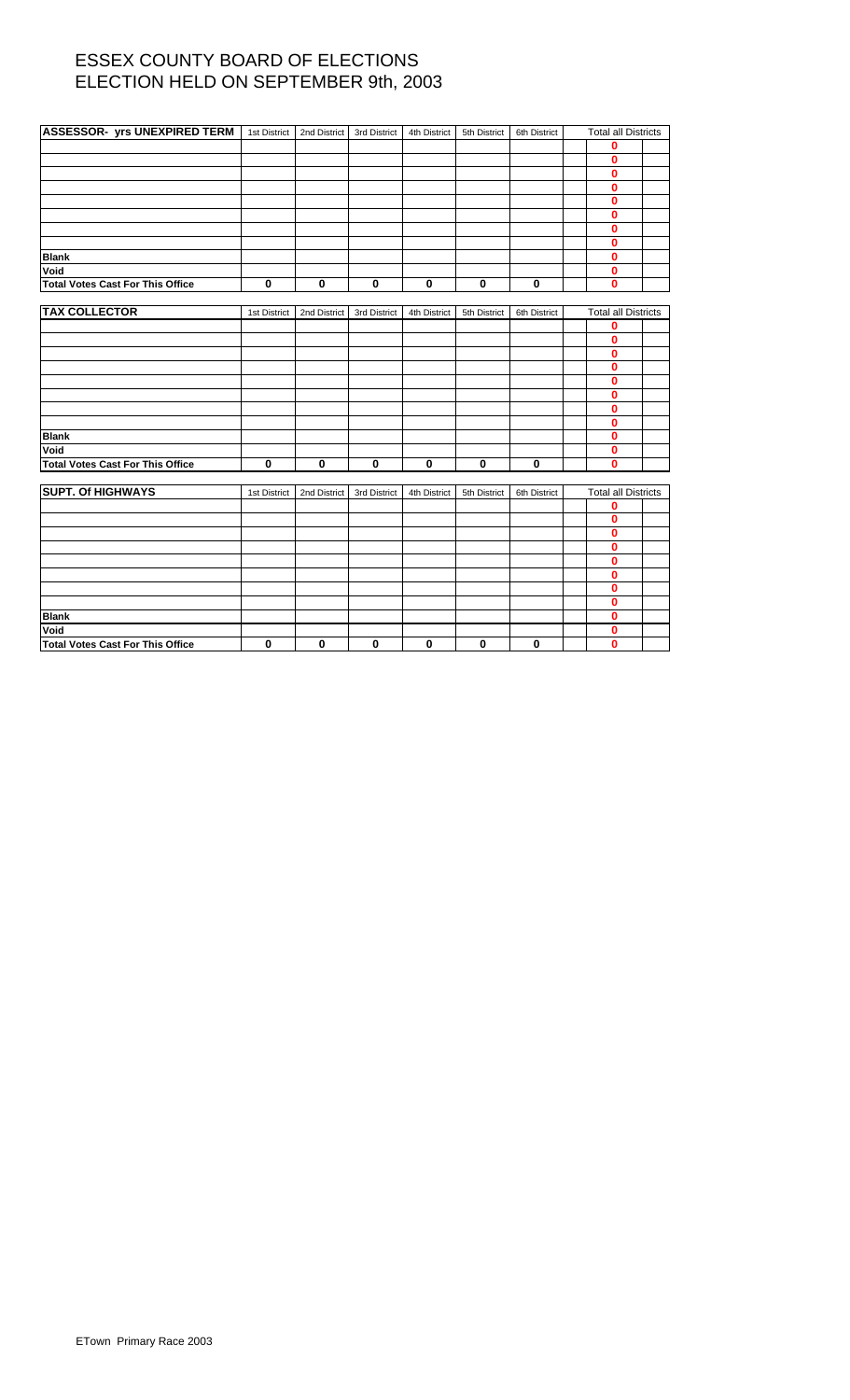# ESSEX COUNTY BOARD OF ELECTIONS
# ELECTION HELD ON SEPTEMBER 9th, 2003

| ASSESSOR- yrs UNEXPIRED TERM | 1st District | 2nd District | 3rd District | 4th District | 5th District | 6th District | Total all Districts |
|---|---|---|---|---|---|---|---|
| | | | | | | | 0 |
| | | | | | | | 0 |
| | | | | | | | 0 |
| | | | | | | | 0 |
| | | | | | | | 0 |
| | | | | | | | 0 |
| | | | | | | | 0 |
| | | | | | | | 0 |
| **Blank** | | | | | | | 0 |
| **Void** | | | | | | | 0 |
| **Total Votes Cast For This Office** | 0 | 0 | 0 | 0 | 0 | 0 | 0 |

| TAX COLLECTOR | 1st District | 2nd District | 3rd District | 4th District | 5th District | 6th District | Total all Districts |
|---|---|---|---|---|---|---|---|
| | | | | | | | 0 |
| | | | | | | | 0 |
| | | | | | | | 0 |
| | | | | | | | 0 |
| | | | | | | | 0 |
| | | | | | | | 0 |
| | | | | | | | 0 |
| | | | | | | | 0 |
| **Blank** | | | | | | | 0 |
| **Void** | | | | | | | 0 |
| **Total Votes Cast For This Office** | 0 | 0 | 0 | 0 | 0 | 0 | 0 |

| SUPT. Of HIGHWAYS | 1st District | 2nd District | 3rd District | 4th District | 5th District | 6th District | Total all Districts |
|---|---|---|---|---|---|---|---|
| | | | | | | | 0 |
| | | | | | | | 0 |
| | | | | | | | 0 |
| | | | | | | | 0 |
| | | | | | | | 0 |
| | | | | | | | 0 |
| | | | | | | | 0 |
| | | | | | | | 0 |
| **Blank** | | | | | | | 0 |
| **Void** | | | | | | | 0 |
| **Total Votes Cast For This Office** | 0 | 0 | 0 | 0 | 0 | 0 | 0 |

ETown Primary Race 2003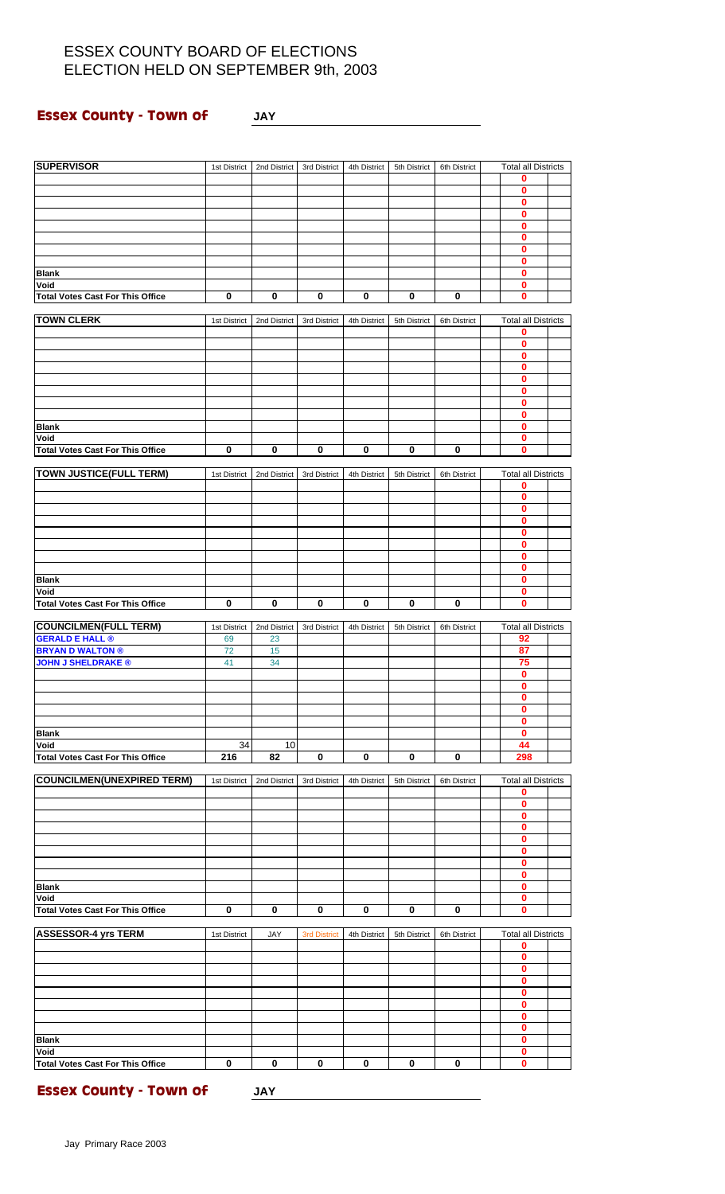# ESSEX COUNTY BOARD OF ELECTIONS
# ELECTION HELD ON SEPTEMBER 9th, 2003

## Essex County - Town of JAY

| SUPERVISOR | 1st District | 2nd District | 3rd District | 4th District | 5th District | 6th District | Total all Districts |
|---|---|---|---|---|---|---|---|
| | | | | | | | 0 |
| | | | | | | | 0 |
| | | | | | | | 0 |
| | | | | | | | 0 |
| | | | | | | | 0 |
| | | | | | | | 0 |
| | | | | | | | 0 |
| | | | | | | | 0 |
| **Blank** | | | | | | | 0 |
| **Void** | | | | | | | 0 |
| **Total Votes Cast For This Office** | 0 | 0 | 0 | 0 | 0 | 0 | 0 |

| TOWN CLERK | 1st District | 2nd District | 3rd District | 4th District | 5th District | 6th District | Total all Districts |
|---|---|---|---|---|---|---|---|
| | | | | | | | 0 |
| | | | | | | | 0 |
| | | | | | | | 0 |
| | | | | | | | 0 |
| | | | | | | | 0 |
| | | | | | | | 0 |
| | | | | | | | 0 |
| | | | | | | | 0 |
| **Blank** | | | | | | | 0 |
| **Void** | | | | | | | 0 |
| **Total Votes Cast For This Office** | 0 | 0 | 0 | 0 | 0 | 0 | 0 |

| TOWN JUSTICE(FULL TERM) | 1st District | 2nd District | 3rd District | 4th District | 5th District | 6th District | Total all Districts |
|---|---|---|---|---|---|---|---|
| | | | | | | | 0 |
| | | | | | | | 0 |
| | | | | | | | 0 |
| | | | | | | | 0 |
| | | | | | | | 0 |
| | | | | | | | 0 |
| | | | | | | | 0 |
| | | | | | | | 0 |
| **Blank** | | | | | | | 0 |
| **Void** | | | | | | | 0 |
| **Total Votes Cast For This Office** | 0 | 0 | 0 | 0 | 0 | 0 | 0 |

| COUNCILMEN(FULL TERM) | 1st District | 2nd District | 3rd District | 4th District | 5th District | 6th District | Total all Districts |
|---|---|---|---|---|---|---|---|
| **GERALD E HALL ®** | 69 | 23 | | | | | 92 |
| **BRYAN D WALTON ®** | 72 | 15 | | | | | 87 |
| **JOHN J SHELDRAKE ®** | 41 | 34 | | | | | 75 |
| | | | | | | | 0 |
| | | | | | | | 0 |
| | | | | | | | 0 |
| | | | | | | | 0 |
| | | | | | | | 0 |
| **Blank** | | | | | | | 0 |
| **Void** | 34 | 10 | | | | | 44 |
| **Total Votes Cast For This Office** | 216 | 82 | 0 | 0 | 0 | 0 | 298 |

| COUNCILMEN(UNEXPIRED TERM) | 1st District | 2nd District | 3rd District | 4th District | 5th District | 6th District | Total all Districts |
|---|---|---|---|---|---|---|---|
| | | | | | | | 0 |
| | | | | | | | 0 |
| | | | | | | | 0 |
| | | | | | | | 0 |
| | | | | | | | 0 |
| | | | | | | | 0 |
| | | | | | | | 0 |
| | | | | | | | 0 |
| **Blank** | | | | | | | 0 |
| **Void** | | | | | | | 0 |
| **Total Votes Cast For This Office** | 0 | 0 | 0 | 0 | 0 | 0 | 0 |

| ASSESSOR-4 yrs TERM | 1st District | JAY | 3rd District | 4th District | 5th District | 6th District | Total all Districts |
|---|---|---|---|---|---|---|---|
| | | | | | | | 0 |
| | | | | | | | 0 |
| | | | | | | | 0 |
| | | | | | | | 0 |
| | | | | | | | 0 |
| | | | | | | | 0 |
| | | | | | | | 0 |
| | | | | | | | 0 |
| **Blank** | | | | | | | 0 |
| **Void** | | | | | | | 0 |
| **Total Votes Cast For This Office** | 0 | 0 | 0 | 0 | 0 | 0 | 0 |

## Essex County - Town of JAY

Jay Primary Race 2003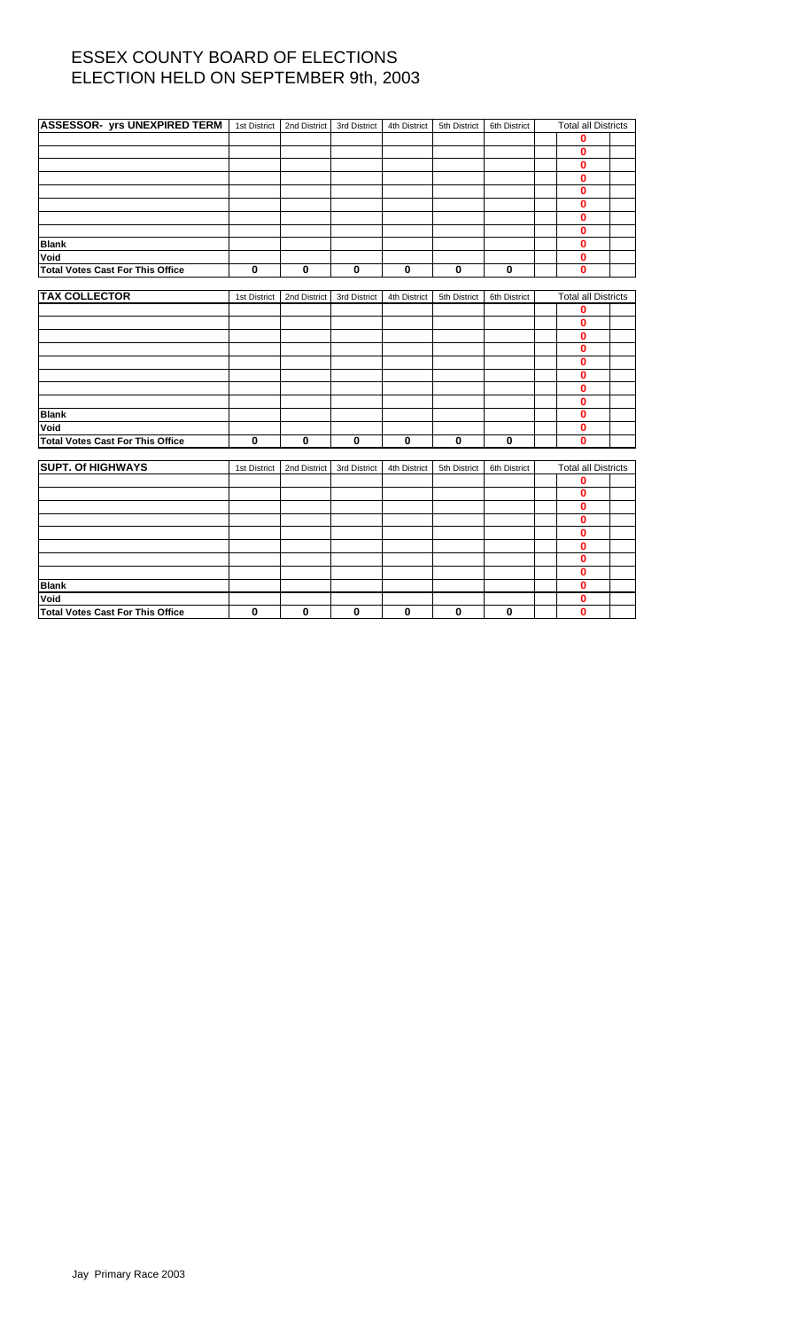# ESSEX COUNTY BOARD OF ELECTIONS
# ELECTION HELD ON SEPTEMBER 9th, 2003

| ASSESSOR- yrs UNEXPIRED TERM | 1st District | 2nd District | 3rd District | 4th District | 5th District | 6th District | | Total all Districts | |
|---|---|---|---|---|---|---|---|---|---|
| | | | | | | | | 0 | |
| | | | | | | | | 0 | |
| | | | | | | | | 0 | |
| | | | | | | | | 0 | |
| | | | | | | | | 0 | |
| | | | | | | | | 0 | |
| | | | | | | | | 0 | |
| | | | | | | | | 0 | |
| **Blank** | | | | | | | | 0 | |
| **Void** | | | | | | | | 0 | |
| **Total Votes Cast For This Office** | 0 | 0 | 0 | 0 | 0 | 0 | | 0 | |

| TAX COLLECTOR | 1st District | 2nd District | 3rd District | 4th District | 5th District | 6th District | | Total all Districts | |
|---|---|---|---|---|---|---|---|---|---|
| | | | | | | | | 0 | |
| | | | | | | | | 0 | |
| | | | | | | | | 0 | |
| | | | | | | | | 0 | |
| | | | | | | | | 0 | |
| | | | | | | | | 0 | |
| | | | | | | | | 0 | |
| | | | | | | | | 0 | |
| **Blank** | | | | | | | | 0 | |
| **Void** | | | | | | | | 0 | |
| **Total Votes Cast For This Office** | 0 | 0 | 0 | 0 | 0 | 0 | | 0 | |

| SUPT. Of HIGHWAYS | 1st District | 2nd District | 3rd District | 4th District | 5th District | 6th District | | Total all Districts | |
|---|---|---|---|---|---|---|---|---|---|
| | | | | | | | | 0 | |
| | | | | | | | | 0 | |
| | | | | | | | | 0 | |
| | | | | | | | | 0 | |
| | | | | | | | | 0 | |
| | | | | | | | | 0 | |
| | | | | | | | | 0 | |
| | | | | | | | | 0 | |
| **Blank** | | | | | | | | 0 | |
| **Void** | | | | | | | | 0 | |
| **Total Votes Cast For This Office** | 0 | 0 | 0 | 0 | 0 | 0 | | 0 | |

Jay Primary Race 2003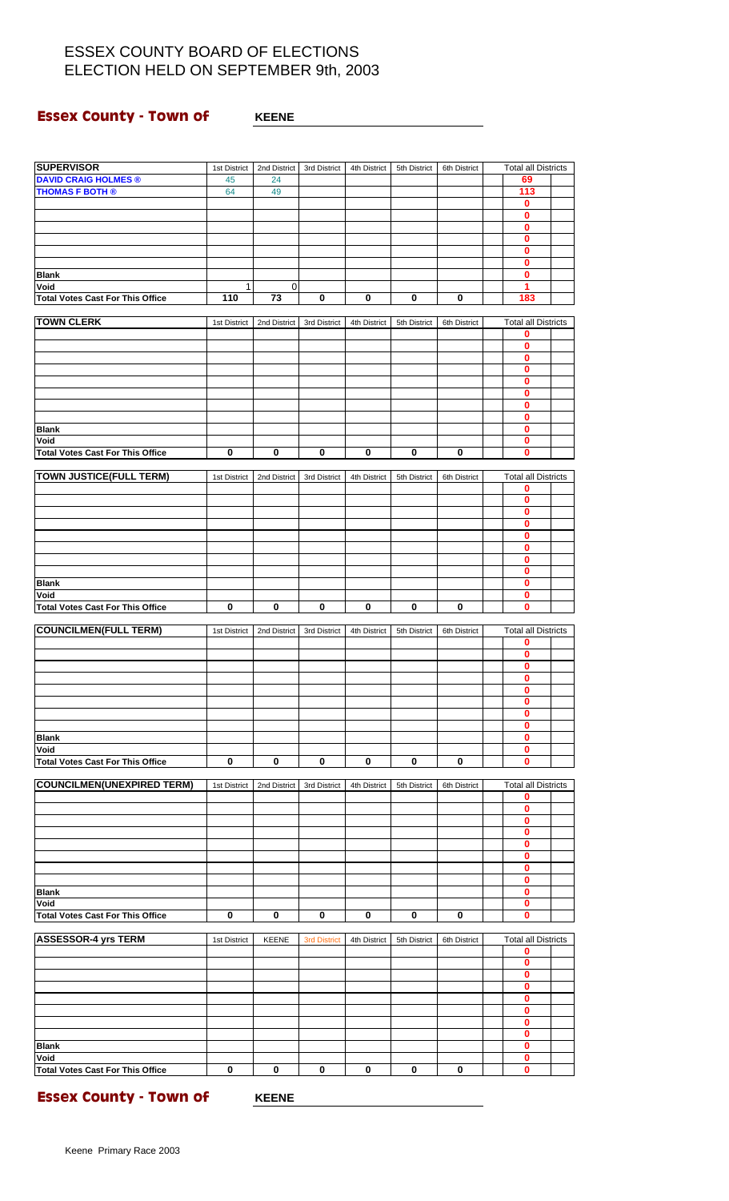# ESSEX COUNTY BOARD OF ELECTIONS
# ELECTION HELD ON SEPTEMBER 9th, 2003

**Essex County - Town of** **KEENE**

| SUPERVISOR | 1st District | 2nd District | 3rd District | 4th District | 5th District | 6th District | Total all Districts |
|---|---|---|---|---|---|---|---|
| DAVID CRAIG HOLMES ® | 45 | 24 | | | | | 69 |
| THOMAS F BOTH ® | 64 | 49 | | | | | 113 |
| | | | | | | | 0 |
| | | | | | | | 0 |
| | | | | | | | 0 |
| | | | | | | | 0 |
| | | | | | | | 0 |
| | | | | | | | 0 |
| Blank | | | | | | | 0 |
| Void | 1 | 0 | | | | | 1 |
| Total Votes Cast For This Office | 110 | 73 | 0 | 0 | 0 | 0 | 183 |

| TOWN CLERK | 1st District | 2nd District | 3rd District | 4th District | 5th District | 6th District | Total all Districts |
|---|---|---|---|---|---|---|---|
| | | | | | | | 0 |
| | | | | | | | 0 |
| | | | | | | | 0 |
| | | | | | | | 0 |
| | | | | | | | 0 |
| | | | | | | | 0 |
| | | | | | | | 0 |
| | | | | | | | 0 |
| Blank | | | | | | | 0 |
| Void | | | | | | | 0 |
| Total Votes Cast For This Office | 0 | 0 | 0 | 0 | 0 | 0 | 0 |

| TOWN JUSTICE(FULL TERM) | 1st District | 2nd District | 3rd District | 4th District | 5th District | 6th District | Total all Districts |
|---|---|---|---|---|---|---|---|
| | | | | | | | 0 |
| | | | | | | | 0 |
| | | | | | | | 0 |
| | | | | | | | 0 |
| | | | | | | | 0 |
| | | | | | | | 0 |
| | | | | | | | 0 |
| | | | | | | | 0 |
| Blank | | | | | | | 0 |
| Void | | | | | | | 0 |
| Total Votes Cast For This Office | 0 | 0 | 0 | 0 | 0 | 0 | 0 |

| COUNCILMEN(FULL TERM) | 1st District | 2nd District | 3rd District | 4th District | 5th District | 6th District | Total all Districts |
|---|---|---|---|---|---|---|---|
| | | | | | | | 0 |
| | | | | | | | 0 |
| | | | | | | | 0 |
| | | | | | | | 0 |
| | | | | | | | 0 |
| | | | | | | | 0 |
| | | | | | | | 0 |
| | | | | | | | 0 |
| Blank | | | | | | | 0 |
| Void | | | | | | | 0 |
| Total Votes Cast For This Office | 0 | 0 | 0 | 0 | 0 | 0 | 0 |

| COUNCILMEN(UNEXPIRED TERM) | 1st District | 2nd District | 3rd District | 4th District | 5th District | 6th District | Total all Districts |
|---|---|---|---|---|---|---|---|
| | | | | | | | 0 |
| | | | | | | | 0 |
| | | | | | | | 0 |
| | | | | | | | 0 |
| | | | | | | | 0 |
| | | | | | | | 0 |
| | | | | | | | 0 |
| | | | | | | | 0 |
| Blank | | | | | | | 0 |
| Void | | | | | | | 0 |
| Total Votes Cast For This Office | 0 | 0 | 0 | 0 | 0 | 0 | 0 |

| ASSESSOR-4 yrs TERM | 1st District | KEENE | 3rd District | 4th District | 5th District | 6th District | Total all Districts |
|---|---|---|---|---|---|---|---|
| | | | | | | | 0 |
| | | | | | | | 0 |
| | | | | | | | 0 |
| | | | | | | | 0 |
| | | | | | | | 0 |
| | | | | | | | 0 |
| | | | | | | | 0 |
| | | | | | | | 0 |
| Blank | | | | | | | 0 |
| Void | | | | | | | 0 |
| Total Votes Cast For This Office | 0 | 0 | 0 | 0 | 0 | 0 | 0 |

**Essex County - Town of** **KEENE**

Keene Primary Race 2003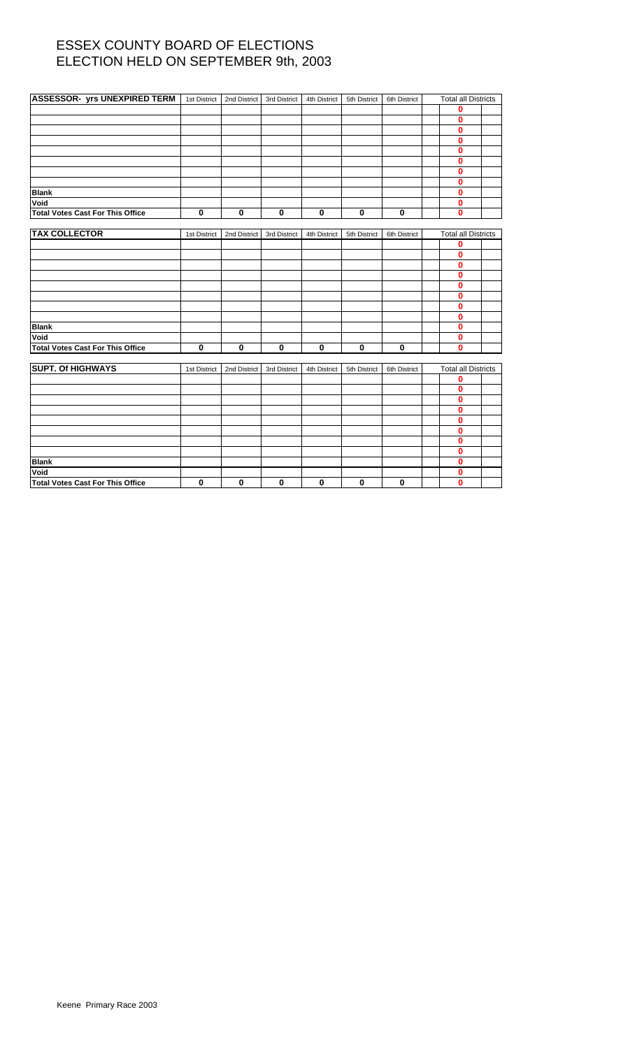# ESSEX COUNTY BOARD OF ELECTIONS
# ELECTION HELD ON SEPTEMBER 9th, 2003

| ASSESSOR- yrs UNEXPIRED TERM | 1st District | 2nd District | 3rd District | 4th District | 5th District | 6th District | Total all Districts |
|---|---|---|---|---|---|---|---|
| | | | | | | | 0 |
| | | | | | | | 0 |
| | | | | | | | 0 |
| | | | | | | | 0 |
| | | | | | | | 0 |
| | | | | | | | 0 |
| | | | | | | | 0 |
| | | | | | | | 0 |
| **Blank** | | | | | | | 0 |
| **Void** | | | | | | | 0 |
| **Total Votes Cast For This Office** | 0 | 0 | 0 | 0 | 0 | 0 | 0 |

| TAX COLLECTOR | 1st District | 2nd District | 3rd District | 4th District | 5th District | 6th District | Total all Districts |
|---|---|---|---|---|---|---|---|
| | | | | | | | 0 |
| | | | | | | | 0 |
| | | | | | | | 0 |
| | | | | | | | 0 |
| | | | | | | | 0 |
| | | | | | | | 0 |
| | | | | | | | 0 |
| | | | | | | | 0 |
| **Blank** | | | | | | | 0 |
| **Void** | | | | | | | 0 |
| **Total Votes Cast For This Office** | 0 | 0 | 0 | 0 | 0 | 0 | 0 |

| SUPT. Of HIGHWAYS | 1st District | 2nd District | 3rd District | 4th District | 5th District | 6th District | Total all Districts |
|---|---|---|---|---|---|---|---|
| | | | | | | | 0 |
| | | | | | | | 0 |
| | | | | | | | 0 |
| | | | | | | | 0 |
| | | | | | | | 0 |
| | | | | | | | 0 |
| | | | | | | | 0 |
| | | | | | | | 0 |
| **Blank** | | | | | | | 0 |
| **Void** | | | | | | | 0 |
| **Total Votes Cast For This Office** | 0 | 0 | 0 | 0 | 0 | 0 | 0 |

Keene Primary Race 2003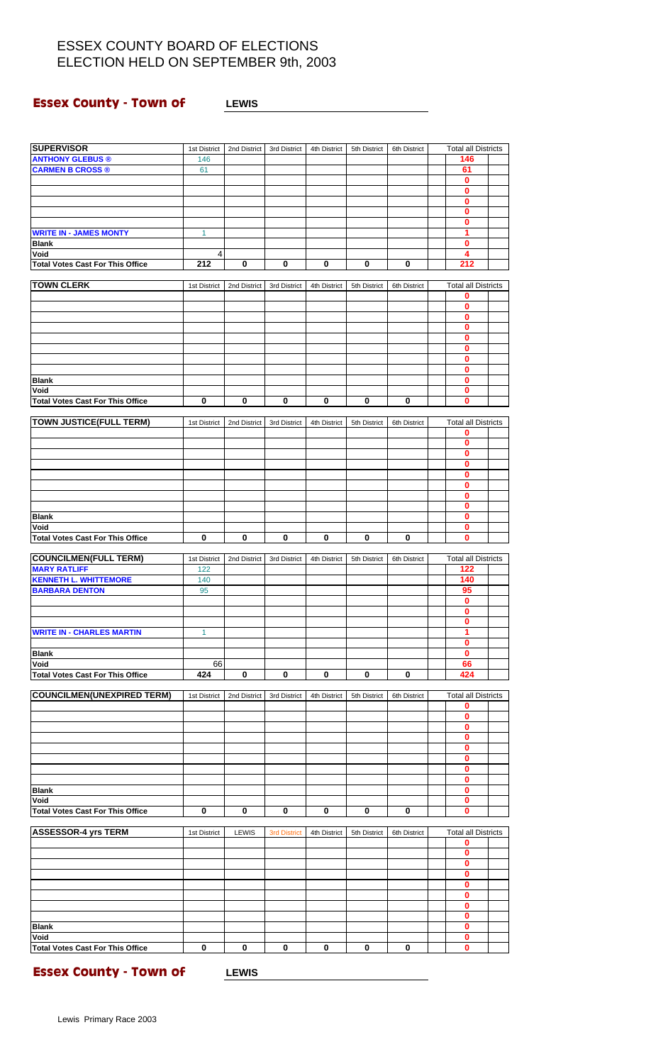# ESSEX COUNTY BOARD OF ELECTIONS
# ELECTION HELD ON SEPTEMBER 9th, 2003

## Essex County - Town of LEWIS

| SUPERVISOR | 1st District | 2nd District | 3rd District | 4th District | 5th District | 6th District | Total all Districts |
|---|---|---|---|---|---|---|---|
| ANTHONY GLEBUS ® | 146 | | | | | | 146 |
| CARMEN B CROSS ® | 61 | | | | | | 61 |
| | | | | | | | 0 |
| | | | | | | | 0 |
| | | | | | | | 0 |
| | | | | | | | 0 |
| | | | | | | | 0 |
| WRITE IN - JAMES MONTY | 1 | | | | | | 1 |
| Blank | | | | | | | 0 |
| Void | 4 | | | | | | 4 |
| Total Votes Cast For This Office | 212 | 0 | 0 | 0 | 0 | 0 | 212 |

| TOWN CLERK | 1st District | 2nd District | 3rd District | 4th District | 5th District | 6th District | Total all Districts |
|---|---|---|---|---|---|---|---|
| | | | | | | | 0 |
| | | | | | | | 0 |
| | | | | | | | 0 |
| | | | | | | | 0 |
| | | | | | | | 0 |
| | | | | | | | 0 |
| | | | | | | | 0 |
| | | | | | | | 0 |
| Blank | | | | | | | 0 |
| Void | | | | | | | 0 |
| Total Votes Cast For This Office | 0 | 0 | 0 | 0 | 0 | 0 | 0 |

| TOWN JUSTICE(FULL TERM) | 1st District | 2nd District | 3rd District | 4th District | 5th District | 6th District | Total all Districts |
|---|---|---|---|---|---|---|---|
| | | | | | | | 0 |
| | | | | | | | 0 |
| | | | | | | | 0 |
| | | | | | | | 0 |
| | | | | | | | 0 |
| | | | | | | | 0 |
| | | | | | | | 0 |
| | | | | | | | 0 |
| Blank | | | | | | | 0 |
| Void | | | | | | | 0 |
| Total Votes Cast For This Office | 0 | 0 | 0 | 0 | 0 | 0 | 0 |

| COUNCILMEN(FULL TERM) | 1st District | 2nd District | 3rd District | 4th District | 5th District | 6th District | Total all Districts |
|---|---|---|---|---|---|---|---|
| MARY RATLIFF | 122 | | | | | | 122 |
| KENNETH L. WHITTEMORE | 140 | | | | | | 140 |
| BARBARA DENTON | 95 | | | | | | 95 |
| | | | | | | | 0 |
| | | | | | | | 0 |
| | | | | | | | 0 |
| WRITE IN - CHARLES MARTIN | 1 | | | | | | 1 |
| | | | | | | | 0 |
| Blank | | | | | | | 0 |
| Void | 66 | | | | | | 66 |
| Total Votes Cast For This Office | 424 | 0 | 0 | 0 | 0 | 0 | 424 |

| COUNCILMEN(UNEXPIRED TERM) | 1st District | 2nd District | 3rd District | 4th District | 5th District | 6th District | Total all Districts |
|---|---|---|---|---|---|---|---|
| | | | | | | | 0 |
| | | | | | | | 0 |
| | | | | | | | 0 |
| | | | | | | | 0 |
| | | | | | | | 0 |
| | | | | | | | 0 |
| | | | | | | | 0 |
| | | | | | | | 0 |
| Blank | | | | | | | 0 |
| Void | | | | | | | 0 |
| Total Votes Cast For This Office | 0 | 0 | 0 | 0 | 0 | 0 | 0 |

| ASSESSOR-4 yrs TERM | 1st District | LEWIS | 3rd District | 4th District | 5th District | 6th District | Total all Districts |
|---|---|---|---|---|---|---|---|
| | | | | | | | 0 |
| | | | | | | | 0 |
| | | | | | | | 0 |
| | | | | | | | 0 |
| | | | | | | | 0 |
| | | | | | | | 0 |
| | | | | | | | 0 |
| | | | | | | | 0 |
| Blank | | | | | | | 0 |
| Void | | | | | | | 0 |
| Total Votes Cast For This Office | 0 | 0 | 0 | 0 | 0 | 0 | 0 |

## Essex County - Town of LEWIS

Lewis Primary Race 2003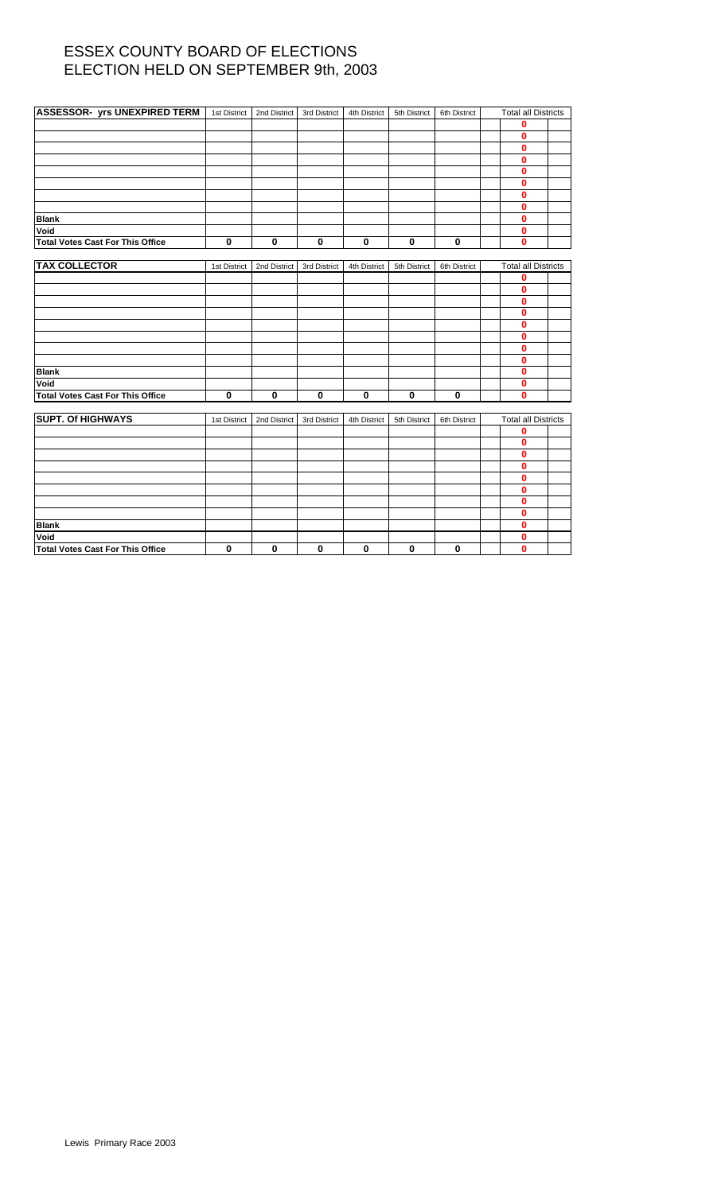# ESSEX COUNTY BOARD OF ELECTIONS
# ELECTION HELD ON SEPTEMBER 9th, 2003

| ASSESSOR- yrs UNEXPIRED TERM | 1st District | 2nd District | 3rd District | 4th District | 5th District | 6th District | Total all Districts |
|---|---|---|---|---|---|---|---|
| | | | | | | | 0 |
| | | | | | | | 0 |
| | | | | | | | 0 |
| | | | | | | | 0 |
| | | | | | | | 0 |
| | | | | | | | 0 |
| | | | | | | | 0 |
| | | | | | | | 0 |
| **Blank** | | | | | | | 0 |
| **Void** | | | | | | | 0 |
| **Total Votes Cast For This Office** | 0 | 0 | 0 | 0 | 0 | 0 | 0 |

| TAX COLLECTOR | 1st District | 2nd District | 3rd District | 4th District | 5th District | 6th District | Total all Districts |
|---|---|---|---|---|---|---|---|
| | | | | | | | 0 |
| | | | | | | | 0 |
| | | | | | | | 0 |
| | | | | | | | 0 |
| | | | | | | | 0 |
| | | | | | | | 0 |
| | | | | | | | 0 |
| | | | | | | | 0 |
| **Blank** | | | | | | | 0 |
| **Void** | | | | | | | 0 |
| **Total Votes Cast For This Office** | 0 | 0 | 0 | 0 | 0 | 0 | 0 |

| SUPT. Of HIGHWAYS | 1st District | 2nd District | 3rd District | 4th District | 5th District | 6th District | Total all Districts |
|---|---|---|---|---|---|---|---|
| | | | | | | | 0 |
| | | | | | | | 0 |
| | | | | | | | 0 |
| | | | | | | | 0 |
| | | | | | | | 0 |
| | | | | | | | 0 |
| | | | | | | | 0 |
| | | | | | | | 0 |
| **Blank** | | | | | | | 0 |
| **Void** | | | | | | | 0 |
| **Total Votes Cast For This Office** | 0 | 0 | 0 | 0 | 0 | 0 | 0 |

Lewis Primary Race 2003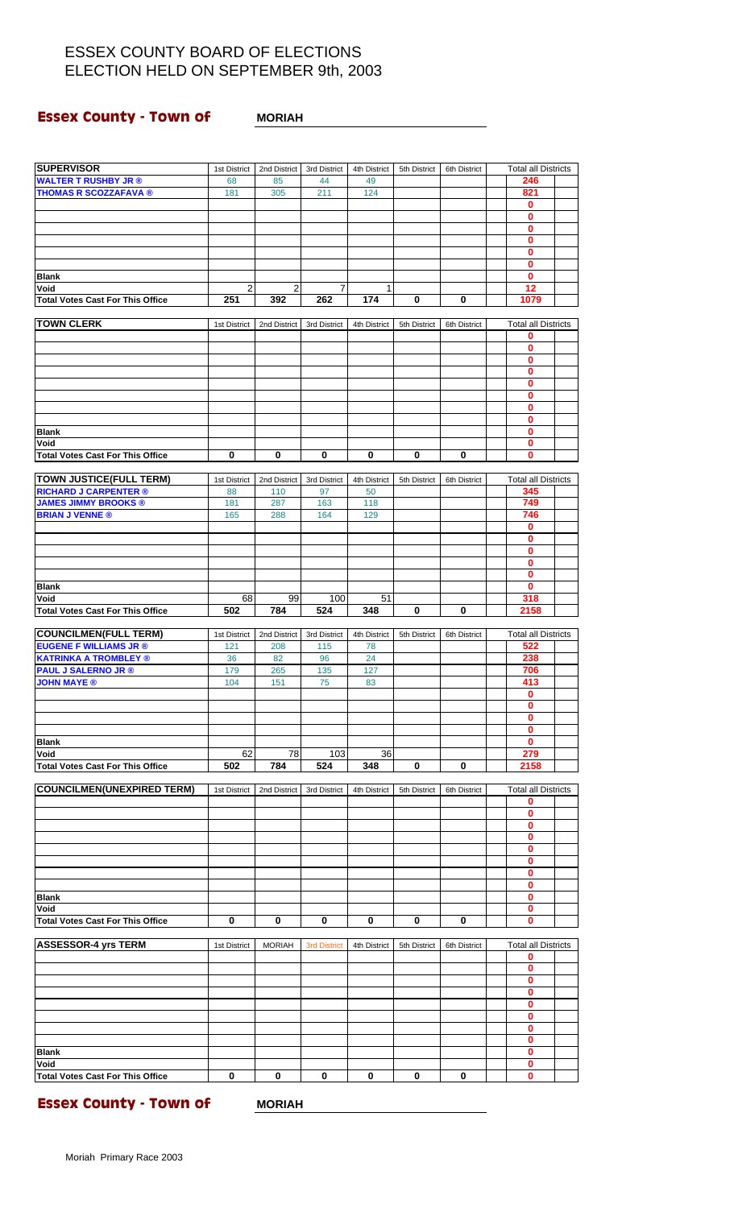# ESSEX COUNTY BOARD OF ELECTIONS
# ELECTION HELD ON SEPTEMBER 9th, 2003

**Essex County - Town of** **MORIAH**

| SUPERVISOR | 1st District | 2nd District | 3rd District | 4th District | 5th District | 6th District | Total all Districts |
|---|---|---|---|---|---|---|---|
| WALTER T RUSHBY JR ® | 68 | 85 | 44 | 49 | | | 246 |
| THOMAS R SCOZZAFAVA ® | 181 | 305 | 211 | 124 | | | 821 |
| | | | | | | | 0 |
| | | | | | | | 0 |
| | | | | | | | 0 |
| | | | | | | | 0 |
| | | | | | | | 0 |
| | | | | | | | 0 |
| Blank | | | | | | | 0 |
| Void | 2 | 2 | 7 | 1 | | | 12 |
| Total Votes Cast For This Office | 251 | 392 | 262 | 174 | 0 | 0 | 1079 |

| TOWN CLERK | 1st District | 2nd District | 3rd District | 4th District | 5th District | 6th District | Total all Districts |
|---|---|---|---|---|---|---|---|
| | | | | | | | 0 |
| | | | | | | | 0 |
| | | | | | | | 0 |
| | | | | | | | 0 |
| | | | | | | | 0 |
| | | | | | | | 0 |
| | | | | | | | 0 |
| | | | | | | | 0 |
| Blank | | | | | | | 0 |
| Void | | | | | | | 0 |
| Total Votes Cast For This Office | 0 | 0 | 0 | 0 | 0 | 0 | 0 |

| TOWN JUSTICE(FULL TERM) | 1st District | 2nd District | 3rd District | 4th District | 5th District | 6th District | Total all Districts |
|---|---|---|---|---|---|---|---|
| RICHARD J CARPENTER ® | 88 | 110 | 97 | 50 | | | 345 |
| JAMES JIMMY BROOKS ® | 181 | 287 | 163 | 118 | | | 749 |
| BRIAN J VENNE ® | 165 | 288 | 164 | 129 | | | 746 |
| | | | | | | | 0 |
| | | | | | | | 0 |
| | | | | | | | 0 |
| | | | | | | | 0 |
| | | | | | | | 0 |
| Blank | | | | | | | 0 |
| Void | 68 | 99 | 100 | 51 | | | 318 |
| Total Votes Cast For This Office | 502 | 784 | 524 | 348 | 0 | 0 | 2158 |

| COUNCILMEN(FULL TERM) | 1st District | 2nd District | 3rd District | 4th District | 5th District | 6th District | Total all Districts |
|---|---|---|---|---|---|---|---|
| EUGENE F WILLIAMS JR ® | 121 | 208 | 115 | 78 | | | 522 |
| KATRINKA A TROMBLEY ® | 36 | 82 | 96 | 24 | | | 238 |
| PAUL J SALERNO JR ® | 179 | 265 | 135 | 127 | | | 706 |
| JOHN MAYE ® | 104 | 151 | 75 | 83 | | | 413 |
| | | | | | | | 0 |
| | | | | | | | 0 |
| | | | | | | | 0 |
| | | | | | | | 0 |
| Blank | | | | | | | 0 |
| Void | 62 | 78 | 103 | 36 | | | 279 |
| Total Votes Cast For This Office | 502 | 784 | 524 | 348 | 0 | 0 | 2158 |

| COUNCILMEN(UNEXPIRED TERM) | 1st District | 2nd District | 3rd District | 4th District | 5th District | 6th District | Total all Districts |
|---|---|---|---|---|---|---|---|
| | | | | | | | 0 |
| | | | | | | | 0 |
| | | | | | | | 0 |
| | | | | | | | 0 |
| | | | | | | | 0 |
| | | | | | | | 0 |
| | | | | | | | 0 |
| | | | | | | | 0 |
| Blank | | | | | | | 0 |
| Void | | | | | | | 0 |
| Total Votes Cast For This Office | 0 | 0 | 0 | 0 | 0 | 0 | 0 |

| ASSESSOR-4 yrs TERM | 1st District | MORIAH | 3rd District | 4th District | 5th District | 6th District | Total all Districts |
|---|---|---|---|---|---|---|---|
| | | | | | | | 0 |
| | | | | | | | 0 |
| | | | | | | | 0 |
| | | | | | | | 0 |
| | | | | | | | 0 |
| | | | | | | | 0 |
| | | | | | | | 0 |
| | | | | | | | 0 |
| Blank | | | | | | | 0 |
| Void | | | | | | | 0 |
| Total Votes Cast For This Office | 0 | 0 | 0 | 0 | 0 | 0 | 0 |

**Essex County - Town of** **MORIAH**

Moriah Primary Race 2003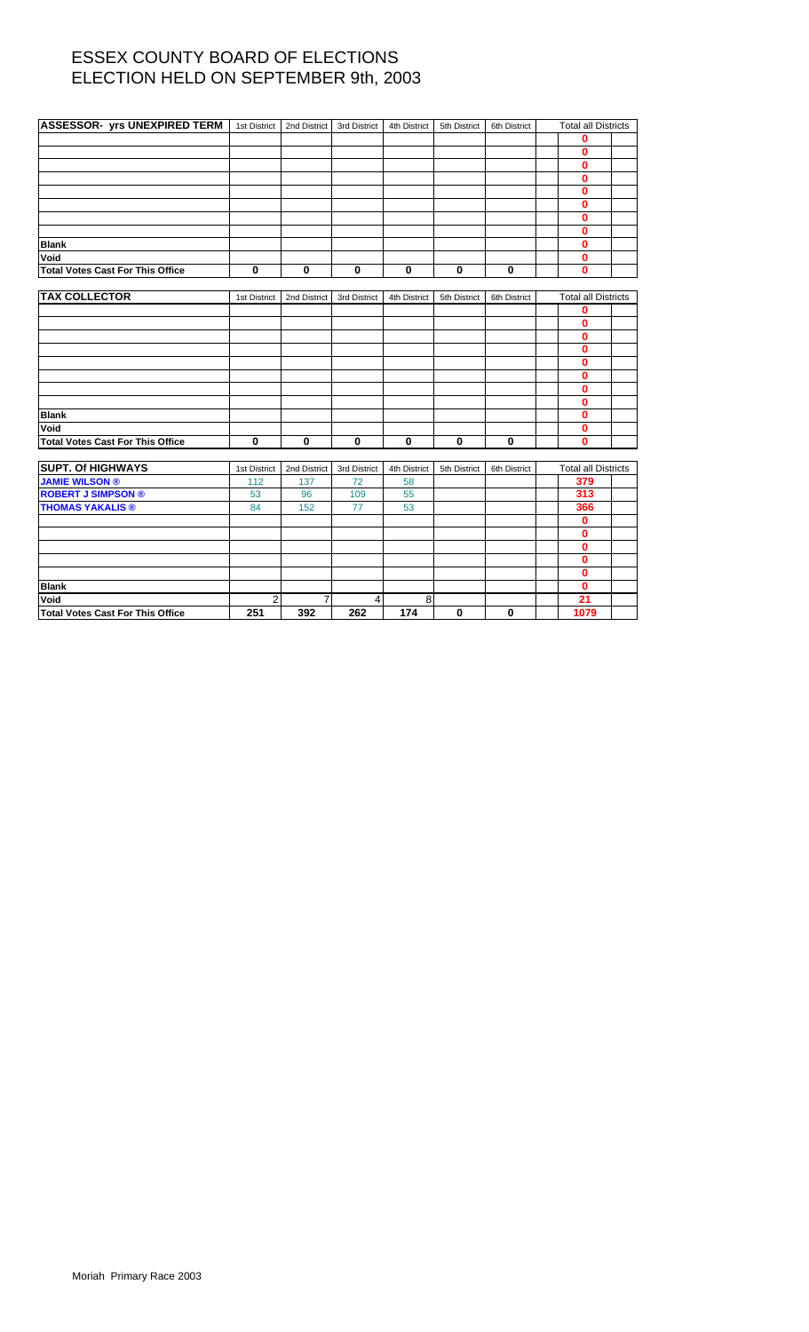# ESSEX COUNTY BOARD OF ELECTIONS
# ELECTION HELD ON SEPTEMBER 9th, 2003

| ASSESSOR- yrs UNEXPIRED TERM | 1st District | 2nd District | 3rd District | 4th District | 5th District | 6th District | Total all Districts |
|---|---|---|---|---|---|---|---|
| | | | | | | | 0 |
| | | | | | | | 0 |
| | | | | | | | 0 |
| | | | | | | | 0 |
| | | | | | | | 0 |
| | | | | | | | 0 |
| | | | | | | | 0 |
| | | | | | | | 0 |
| **Blank** | | | | | | | 0 |
| **Void** | | | | | | | 0 |
| **Total Votes Cast For This Office** | 0 | 0 | 0 | 0 | 0 | 0 | 0 |

| TAX COLLECTOR | 1st District | 2nd District | 3rd District | 4th District | 5th District | 6th District | Total all Districts |
|---|---|---|---|---|---|---|---|
| | | | | | | | 0 |
| | | | | | | | 0 |
| | | | | | | | 0 |
| | | | | | | | 0 |
| | | | | | | | 0 |
| | | | | | | | 0 |
| | | | | | | | 0 |
| | | | | | | | 0 |
| **Blank** | | | | | | | 0 |
| **Void** | | | | | | | 0 |
| **Total Votes Cast For This Office** | 0 | 0 | 0 | 0 | 0 | 0 | 0 |

| SUPT. Of HIGHWAYS | 1st District | 2nd District | 3rd District | 4th District | 5th District | 6th District | Total all Districts |
|---|---|---|---|---|---|---|---|
| **JAMIE WILSON ®** | 112 | 137 | 72 | 58 | | | 379 |
| **ROBERT J SIMPSON ®** | 53 | 96 | 109 | 55 | | | 313 |
| **THOMAS YAKALIS ®** | 84 | 152 | 77 | 53 | | | 366 |
| | | | | | | | 0 |
| | | | | | | | 0 |
| | | | | | | | 0 |
| | | | | | | | 0 |
| | | | | | | | 0 |
| **Blank** | | | | | | | 0 |
| **Void** | 2 | 7 | 4 | 8 | | | 21 |
| **Total Votes Cast For This Office** | 251 | 392 | 262 | 174 | 0 | 0 | 1079 |

Moriah Primary Race 2003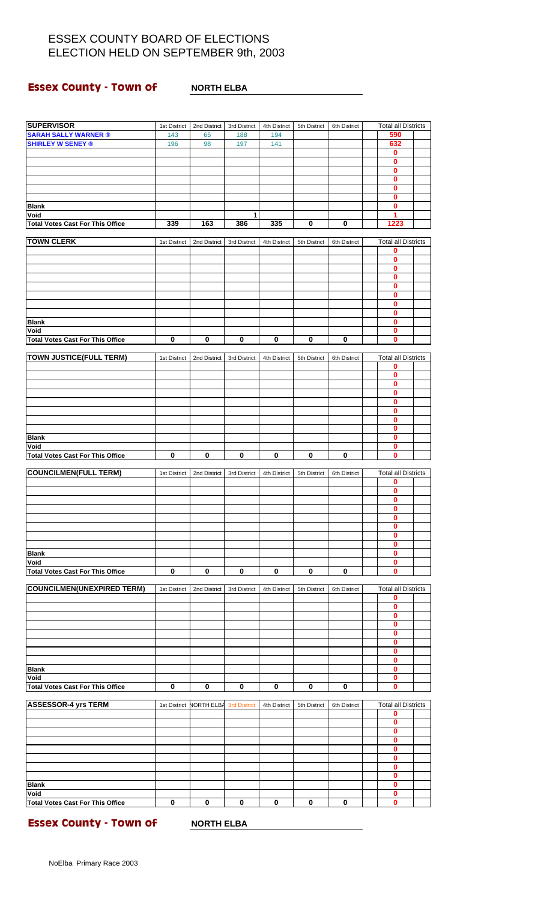# ESSEX COUNTY BOARD OF ELECTIONS
## ELECTION HELD ON SEPTEMBER 9th, 2003

**Essex County - Town of** **NORTH ELBA**

| SUPERVISOR | 1st District | 2nd District | 3rd District | 4th District | 5th District | 6th District | Total all Districts |
|---|---|---|---|---|---|---|---|
| SARAH SALLY WARNER ® | 143 | 65 | 188 | 194 | | | 590 |
| SHIRLEY W SENEY ® | 196 | 98 | 197 | 141 | | | 632 |
| | | | | | | | 0 |
| | | | | | | | 0 |
| | | | | | | | 0 |
| | | | | | | | 0 |
| | | | | | | | 0 |
| | | | | | | | 0 |
| Blank | | | | | | | 0 |
| Void | | | 1 | | | | 1 |
| Total Votes Cast For This Office | 339 | 163 | 386 | 335 | 0 | 0 | 1223 |

| TOWN CLERK | 1st District | 2nd District | 3rd District | 4th District | 5th District | 6th District | Total all Districts |
|---|---|---|---|---|---|---|---|
| | | | | | | | 0 |
| | | | | | | | 0 |
| | | | | | | | 0 |
| | | | | | | | 0 |
| | | | | | | | 0 |
| | | | | | | | 0 |
| | | | | | | | 0 |
| | | | | | | | 0 |
| Blank | | | | | | | 0 |
| Void | | | | | | | 0 |
| Total Votes Cast For This Office | 0 | 0 | 0 | 0 | 0 | 0 | 0 |

| TOWN JUSTICE(FULL TERM) | 1st District | 2nd District | 3rd District | 4th District | 5th District | 6th District | Total all Districts |
|---|---|---|---|---|---|---|---|
| | | | | | | | 0 |
| | | | | | | | 0 |
| | | | | | | | 0 |
| | | | | | | | 0 |
| | | | | | | | 0 |
| | | | | | | | 0 |
| | | | | | | | 0 |
| | | | | | | | 0 |
| Blank | | | | | | | 0 |
| Void | | | | | | | 0 |
| Total Votes Cast For This Office | 0 | 0 | 0 | 0 | 0 | 0 | 0 |

| COUNCILMEN(FULL TERM) | 1st District | 2nd District | 3rd District | 4th District | 5th District | 6th District | Total all Districts |
|---|---|---|---|---|---|---|---|
| | | | | | | | 0 |
| | | | | | | | 0 |
| | | | | | | | 0 |
| | | | | | | | 0 |
| | | | | | | | 0 |
| | | | | | | | 0 |
| | | | | | | | 0 |
| | | | | | | | 0 |
| Blank | | | | | | | 0 |
| Void | | | | | | | 0 |
| Total Votes Cast For This Office | 0 | 0 | 0 | 0 | 0 | 0 | 0 |

| COUNCILMEN(UNEXPIRED TERM) | 1st District | 2nd District | 3rd District | 4th District | 5th District | 6th District | Total all Districts |
|---|---|---|---|---|---|---|---|
| | | | | | | | 0 |
| | | | | | | | 0 |
| | | | | | | | 0 |
| | | | | | | | 0 |
| | | | | | | | 0 |
| | | | | | | | 0 |
| | | | | | | | 0 |
| | | | | | | | 0 |
| Blank | | | | | | | 0 |
| Void | | | | | | | 0 |
| Total Votes Cast For This Office | 0 | 0 | 0 | 0 | 0 | 0 | 0 |

| ASSESSOR-4 yrs TERM | 1st District | NORTH ELBA | 3rd District | 4th District | 5th District | 6th District | Total all Districts |
|---|---|---|---|---|---|---|---|
| | | | | | | | 0 |
| | | | | | | | 0 |
| | | | | | | | 0 |
| | | | | | | | 0 |
| | | | | | | | 0 |
| | | | | | | | 0 |
| | | | | | | | 0 |
| | | | | | | | 0 |
| Blank | | | | | | | 0 |
| Void | | | | | | | 0 |
| Total Votes Cast For This Office | 0 | 0 | 0 | 0 | 0 | 0 | 0 |

**Essex County - Town of** **NORTH ELBA**

NoElba Primary Race 2003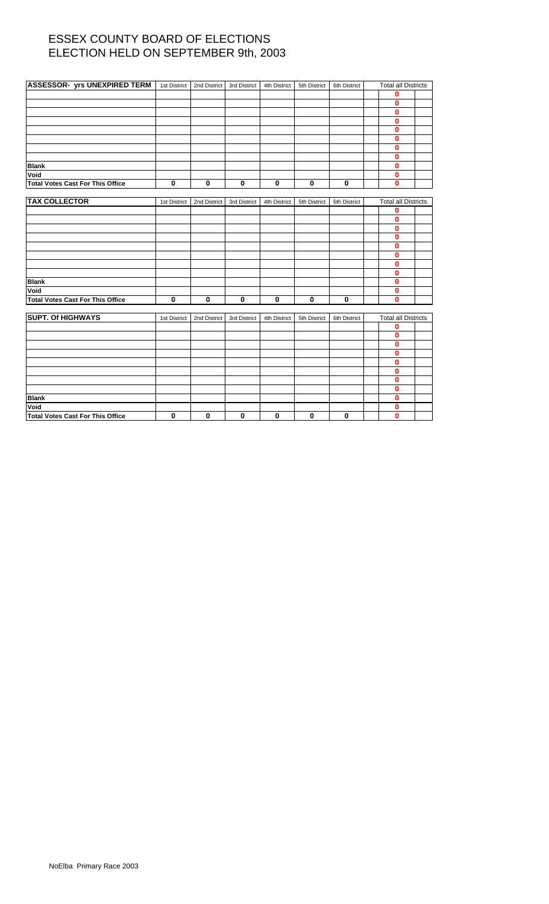# ESSEX COUNTY BOARD OF ELECTIONS
# ELECTION HELD ON SEPTEMBER 9th, 2003

| ASSESSOR- yrs UNEXPIRED TERM | 1st District | 2nd District | 3rd District | 4th District | 5th District | 6th District | Total all Districts |
|---|---|---|---|---|---|---|---|
| | | | | | | | 0 |
| | | | | | | | 0 |
| | | | | | | | 0 |
| | | | | | | | 0 |
| | | | | | | | 0 |
| | | | | | | | 0 |
| | | | | | | | 0 |
| | | | | | | | 0 |
| **Blank** | | | | | | | 0 |
| **Void** | | | | | | | 0 |
| **Total Votes Cast For This Office** | 0 | 0 | 0 | 0 | 0 | 0 | 0 |

| TAX COLLECTOR | 1st District | 2nd District | 3rd District | 4th District | 5th District | 6th District | Total all Districts |
|---|---|---|---|---|---|---|---|
| | | | | | | | 0 |
| | | | | | | | 0 |
| | | | | | | | 0 |
| | | | | | | | 0 |
| | | | | | | | 0 |
| | | | | | | | 0 |
| | | | | | | | 0 |
| | | | | | | | 0 |
| **Blank** | | | | | | | 0 |
| **Void** | | | | | | | 0 |
| **Total Votes Cast For This Office** | 0 | 0 | 0 | 0 | 0 | 0 | 0 |

| SUPT. Of HIGHWAYS | 1st District | 2nd District | 3rd District | 4th District | 5th District | 6th District | Total all Districts |
|---|---|---|---|---|---|---|---|
| | | | | | | | 0 |
| | | | | | | | 0 |
| | | | | | | | 0 |
| | | | | | | | 0 |
| | | | | | | | 0 |
| | | | | | | | 0 |
| | | | | | | | 0 |
| | | | | | | | 0 |
| **Blank** | | | | | | | 0 |
| **Void** | | | | | | | 0 |
| **Total Votes Cast For This Office** | 0 | 0 | 0 | 0 | 0 | 0 | 0 |

NoElba Primary Race 2003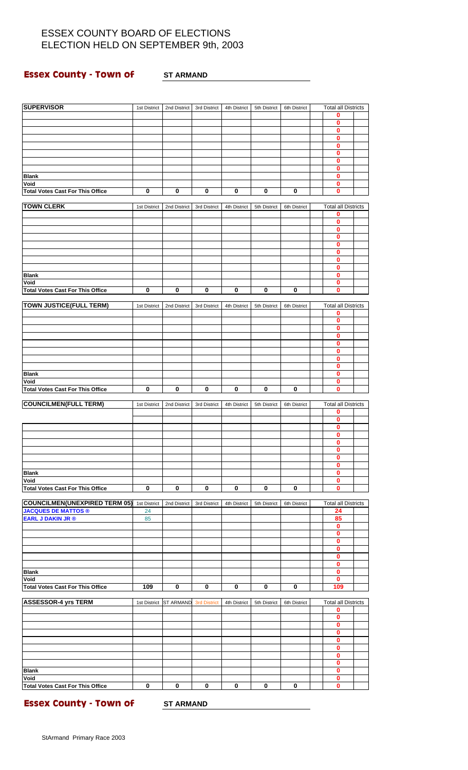# ESSEX COUNTY BOARD OF ELECTIONS
# ELECTION HELD ON SEPTEMBER 9th, 2003

## Essex County - Town of ST ARMAND

| SUPERVISOR | 1st District | 2nd District | 3rd District | 4th District | 5th District | 6th District | Total all Districts |
|---|---|---|---|---|---|---|---|
| | | | | | | | 0 |
| | | | | | | | 0 |
| | | | | | | | 0 |
| | | | | | | | 0 |
| | | | | | | | 0 |
| | | | | | | | 0 |
| | | | | | | | 0 |
| | | | | | | | 0 |
| Blank | | | | | | | 0 |
| Void | | | | | | | 0 |
| Total Votes Cast For This Office | 0 | 0 | 0 | 0 | 0 | 0 | 0 |

| TOWN CLERK | 1st District | 2nd District | 3rd District | 4th District | 5th District | 6th District | Total all Districts |
|---|---|---|---|---|---|---|---|
| | | | | | | | 0 |
| | | | | | | | 0 |
| | | | | | | | 0 |
| | | | | | | | 0 |
| | | | | | | | 0 |
| | | | | | | | 0 |
| | | | | | | | 0 |
| | | | | | | | 0 |
| Blank | | | | | | | 0 |
| Void | | | | | | | 0 |
| Total Votes Cast For This Office | 0 | 0 | 0 | 0 | 0 | 0 | 0 |

| TOWN JUSTICE(FULL TERM) | 1st District | 2nd District | 3rd District | 4th District | 5th District | 6th District | Total all Districts |
|---|---|---|---|---|---|---|---|
| | | | | | | | 0 |
| | | | | | | | 0 |
| | | | | | | | 0 |
| | | | | | | | 0 |
| | | | | | | | 0 |
| | | | | | | | 0 |
| | | | | | | | 0 |
| | | | | | | | 0 |
| Blank | | | | | | | 0 |
| Void | | | | | | | 0 |
| Total Votes Cast For This Office | 0 | 0 | 0 | 0 | 0 | 0 | 0 |

| COUNCILMEN(FULL TERM) | 1st District | 2nd District | 3rd District | 4th District | 5th District | 6th District | Total all Districts |
|---|---|---|---|---|---|---|---|
| | | | | | | | 0 |
| | | | | | | | 0 |
| | | | | | | | 0 |
| | | | | | | | 0 |
| | | | | | | | 0 |
| | | | | | | | 0 |
| | | | | | | | 0 |
| | | | | | | | 0 |
| Blank | | | | | | | 0 |
| Void | | | | | | | 0 |
| Total Votes Cast For This Office | 0 | 0 | 0 | 0 | 0 | 0 | 0 |

| COUNCILMEN(UNEXPIRED TERM 05) | 1st District | 2nd District | 3rd District | 4th District | 5th District | 6th District | Total all Districts |
|---|---|---|---|---|---|---|---|
| JACQUES DE MATTOS ® | 24 | | | | | | 24 |
| EARL J DAKIN JR ® | 85 | | | | | | 85 |
| | | | | | | | 0 |
| | | | | | | | 0 |
| | | | | | | | 0 |
| | | | | | | | 0 |
| | | | | | | | 0 |
| | | | | | | | 0 |
| Blank | | | | | | | 0 |
| Void | | | | | | | 0 |
| Total Votes Cast For This Office | 109 | 0 | 0 | 0 | 0 | 0 | 109 |

| ASSESSOR-4 yrs TERM | 1st District | ST ARMAND | 3rd District | 4th District | 5th District | 6th District | Total all Districts |
|---|---|---|---|---|---|---|---|
| | | | | | | | 0 |
| | | | | | | | 0 |
| | | | | | | | 0 |
| | | | | | | | 0 |
| | | | | | | | 0 |
| | | | | | | | 0 |
| | | | | | | | 0 |
| | | | | | | | 0 |
| Blank | | | | | | | 0 |
| Void | | | | | | | 0 |
| Total Votes Cast For This Office | 0 | 0 | 0 | 0 | 0 | 0 | 0 |

## Essex County - Town of ST ARMAND

StArmand Primary Race 2003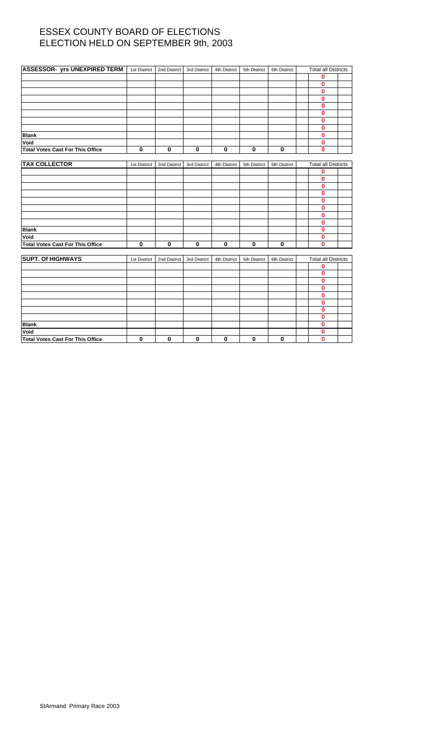# ESSEX COUNTY BOARD OF ELECTIONS
# ELECTION HELD ON SEPTEMBER 9th, 2003

| ASSESSOR- yrs UNEXPIRED TERM | 1st District | 2nd District | 3rd District | 4th District | 5th District | 6th District | Total all Districts |
|---|---|---|---|---|---|---|---|
| | | | | | | | 0 |
| | | | | | | | 0 |
| | | | | | | | 0 |
| | | | | | | | 0 |
| | | | | | | | 0 |
| | | | | | | | 0 |
| | | | | | | | 0 |
| | | | | | | | 0 |
| **Blank** | | | | | | | 0 |
| **Void** | | | | | | | 0 |
| **Total Votes Cast For This Office** | 0 | 0 | 0 | 0 | 0 | 0 | 0 |

| TAX COLLECTOR | 1st District | 2nd District | 3rd District | 4th District | 5th District | 6th District | Total all Districts |
|---|---|---|---|---|---|---|---|
| | | | | | | | 0 |
| | | | | | | | 0 |
| | | | | | | | 0 |
| | | | | | | | 0 |
| | | | | | | | 0 |
| | | | | | | | 0 |
| | | | | | | | 0 |
| | | | | | | | 0 |
| **Blank** | | | | | | | 0 |
| **Void** | | | | | | | 0 |
| **Total Votes Cast For This Office** | 0 | 0 | 0 | 0 | 0 | 0 | 0 |

| SUPT. Of HIGHWAYS | 1st District | 2nd District | 3rd District | 4th District | 5th District | 6th District | Total all Districts |
|---|---|---|---|---|---|---|---|
| | | | | | | | 0 |
| | | | | | | | 0 |
| | | | | | | | 0 |
| | | | | | | | 0 |
| | | | | | | | 0 |
| | | | | | | | 0 |
| | | | | | | | 0 |
| | | | | | | | 0 |
| **Blank** | | | | | | | 0 |
| **Void** | | | | | | | 0 |
| **Total Votes Cast For This Office** | 0 | 0 | 0 | 0 | 0 | 0 | 0 |

StArmand Primary Race 2003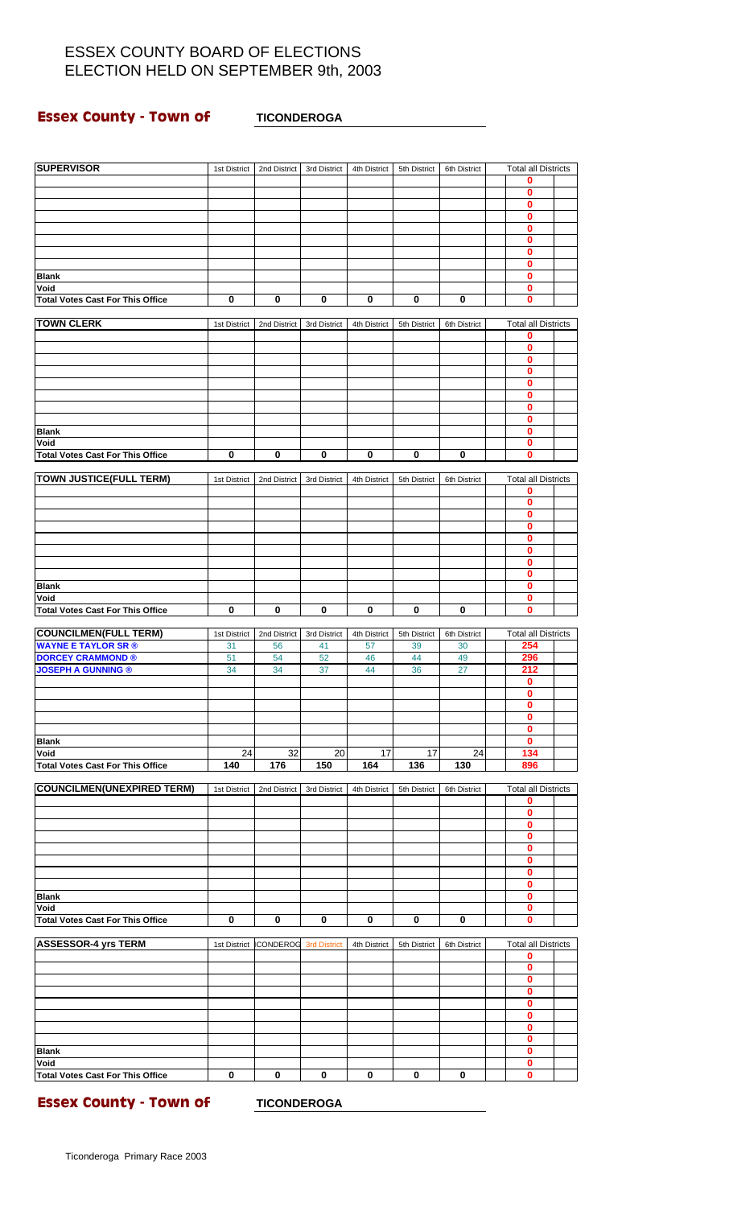# ESSEX COUNTY BOARD OF ELECTIONS
# ELECTION HELD ON SEPTEMBER 9th, 2003

## Essex County - Town of TICONDEROGA

| SUPERVISOR | 1st District | 2nd District | 3rd District | 4th District | 5th District | 6th District | Total all Districts |
|---|---|---|---|---|---|---|---|
| | | | | | | | 0 |
| | | | | | | | 0 |
| | | | | | | | 0 |
| | | | | | | | 0 |
| | | | | | | | 0 |
| | | | | | | | 0 |
| | | | | | | | 0 |
| | | | | | | | 0 |
| Blank | | | | | | | 0 |
| Void | | | | | | | 0 |
| Total Votes Cast For This Office | 0 | 0 | 0 | 0 | 0 | 0 | 0 |

| TOWN CLERK | 1st District | 2nd District | 3rd District | 4th District | 5th District | 6th District | Total all Districts |
|---|---|---|---|---|---|---|---|
| | | | | | | | 0 |
| | | | | | | | 0 |
| | | | | | | | 0 |
| | | | | | | | 0 |
| | | | | | | | 0 |
| | | | | | | | 0 |
| | | | | | | | 0 |
| | | | | | | | 0 |
| Blank | | | | | | | 0 |
| Void | | | | | | | 0 |
| Total Votes Cast For This Office | 0 | 0 | 0 | 0 | 0 | 0 | 0 |

| TOWN JUSTICE(FULL TERM) | 1st District | 2nd District | 3rd District | 4th District | 5th District | 6th District | Total all Districts |
|---|---|---|---|---|---|---|---|
| | | | | | | | 0 |
| | | | | | | | 0 |
| | | | | | | | 0 |
| | | | | | | | 0 |
| | | | | | | | 0 |
| | | | | | | | 0 |
| | | | | | | | 0 |
| | | | | | | | 0 |
| Blank | | | | | | | 0 |
| Void | | | | | | | 0 |
| Total Votes Cast For This Office | 0 | 0 | 0 | 0 | 0 | 0 | 0 |

| COUNCILMEN(FULL TERM) | 1st District | 2nd District | 3rd District | 4th District | 5th District | 6th District | Total all Districts |
|---|---|---|---|---|---|---|---|
| WAYNE E TAYLOR SR ® | 31 | 56 | 41 | 57 | 39 | 30 | 254 |
| DORCEY CRAMMOND ® | 51 | 54 | 52 | 46 | 44 | 49 | 296 |
| JOSEPH A GUNNING ® | 34 | 34 | 37 | 44 | 36 | 27 | 212 |
| | | | | | | | 0 |
| | | | | | | | 0 |
| | | | | | | | 0 |
| | | | | | | | 0 |
| | | | | | | | 0 |
| Blank | | | | | | | 0 |
| Void | 24 | 32 | 20 | 17 | 17 | 24 | 134 |
| Total Votes Cast For This Office | 140 | 176 | 150 | 164 | 136 | 130 | 896 |

| COUNCILMEN(UNEXPIRED TERM) | 1st District | 2nd District | 3rd District | 4th District | 5th District | 6th District | Total all Districts |
|---|---|---|---|---|---|---|---|
| | | | | | | | 0 |
| | | | | | | | 0 |
| | | | | | | | 0 |
| | | | | | | | 0 |
| | | | | | | | 0 |
| | | | | | | | 0 |
| | | | | | | | 0 |
| | | | | | | | 0 |
| Blank | | | | | | | 0 |
| Void | | | | | | | 0 |
| Total Votes Cast For This Office | 0 | 0 | 0 | 0 | 0 | 0 | 0 |

| ASSESSOR-4 yrs TERM | 1st District | CONDEROG | 3rd District | 4th District | 5th District | 6th District | Total all Districts |
|---|---|---|---|---|---|---|---|
| | | | | | | | 0 |
| | | | | | | | 0 |
| | | | | | | | 0 |
| | | | | | | | 0 |
| | | | | | | | 0 |
| | | | | | | | 0 |
| | | | | | | | 0 |
| | | | | | | | 0 |
| Blank | | | | | | | 0 |
| Void | | | | | | | 0 |
| Total Votes Cast For This Office | 0 | 0 | 0 | 0 | 0 | 0 | 0 |

## Essex County - Town of TICONDEROGA

Ticonderoga Primary Race 2003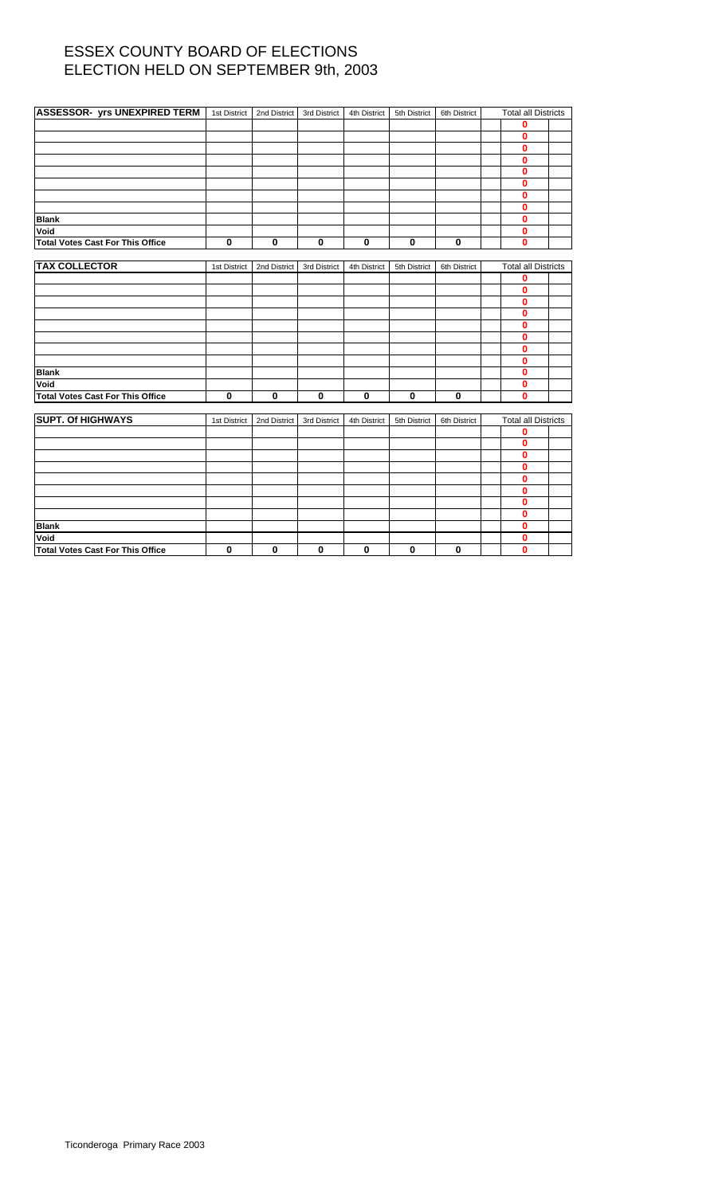# ESSEX COUNTY BOARD OF ELECTIONS
# ELECTION HELD ON SEPTEMBER 9th, 2003

| ASSESSOR- yrs UNEXPIRED TERM | 1st District | 2nd District | 3rd District | 4th District | 5th District | 6th District | Total all Districts |
|---|---|---|---|---|---|---|---|
| | | | | | | | 0 |
| | | | | | | | 0 |
| | | | | | | | 0 |
| | | | | | | | 0 |
| | | | | | | | 0 |
| | | | | | | | 0 |
| | | | | | | | 0 |
| | | | | | | | 0 |
| **Blank** | | | | | | | 0 |
| **Void** | | | | | | | 0 |
| **Total Votes Cast For This Office** | 0 | 0 | 0 | 0 | 0 | 0 | 0 |

| TAX COLLECTOR | 1st District | 2nd District | 3rd District | 4th District | 5th District | 6th District | Total all Districts |
|---|---|---|---|---|---|---|---|
| | | | | | | | 0 |
| | | | | | | | 0 |
| | | | | | | | 0 |
| | | | | | | | 0 |
| | | | | | | | 0 |
| | | | | | | | 0 |
| | | | | | | | 0 |
| | | | | | | | 0 |
| **Blank** | | | | | | | 0 |
| **Void** | | | | | | | 0 |
| **Total Votes Cast For This Office** | 0 | 0 | 0 | 0 | 0 | 0 | 0 |

| SUPT. Of HIGHWAYS | 1st District | 2nd District | 3rd District | 4th District | 5th District | 6th District | Total all Districts |
|---|---|---|---|---|---|---|---|
| | | | | | | | 0 |
| | | | | | | | 0 |
| | | | | | | | 0 |
| | | | | | | | 0 |
| | | | | | | | 0 |
| | | | | | | | 0 |
| | | | | | | | 0 |
| | | | | | | | 0 |
| **Blank** | | | | | | | 0 |
| **Void** | | | | | | | 0 |
| **Total Votes Cast For This Office** | 0 | 0 | 0 | 0 | 0 | 0 | 0 |

Ticonderoga Primary Race 2003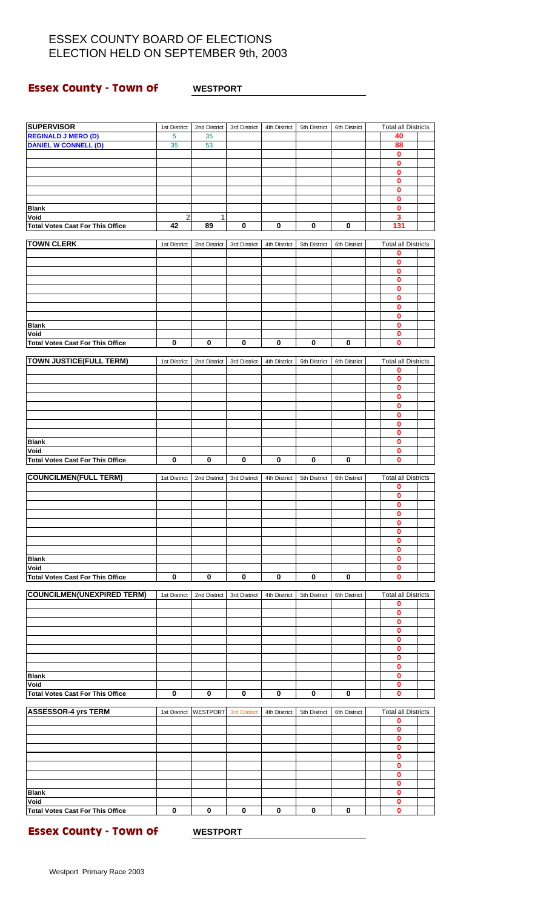# ESSEX COUNTY BOARD OF ELECTIONS
# ELECTION HELD ON SEPTEMBER 9th, 2003

**Essex County - Town of** **WESTPORT**

| SUPERVISOR | 1st District | 2nd District | 3rd District | 4th District | 5th District | 6th District | Total all Districts |
|---|---|---|---|---|---|---|---|
| REGINALD J MERO (D) | 5 | 35 | | | | | 40 |
| DANIEL W CONNELL (D) | 35 | 53 | | | | | 88 |
| | | | | | | | 0 |
| | | | | | | | 0 |
| | | | | | | | 0 |
| | | | | | | | 0 |
| | | | | | | | 0 |
| | | | | | | | 0 |
| Blank | | | | | | | 0 |
| Void | 2 | 1 | | | | | 3 |
| Total Votes Cast For This Office | 42 | 89 | 0 | 0 | 0 | 0 | 131 |

| TOWN CLERK | 1st District | 2nd District | 3rd District | 4th District | 5th District | 6th District | Total all Districts |
|---|---|---|---|---|---|---|---|
| | | | | | | | 0 |
| | | | | | | | 0 |
| | | | | | | | 0 |
| | | | | | | | 0 |
| | | | | | | | 0 |
| | | | | | | | 0 |
| | | | | | | | 0 |
| | | | | | | | 0 |
| Blank | | | | | | | 0 |
| Void | | | | | | | 0 |
| Total Votes Cast For This Office | 0 | 0 | 0 | 0 | 0 | 0 | 0 |

| TOWN JUSTICE(FULL TERM) | 1st District | 2nd District | 3rd District | 4th District | 5th District | 6th District | Total all Districts |
|---|---|---|---|---|---|---|---|
| | | | | | | | 0 |
| | | | | | | | 0 |
| | | | | | | | 0 |
| | | | | | | | 0 |
| | | | | | | | 0 |
| | | | | | | | 0 |
| | | | | | | | 0 |
| | | | | | | | 0 |
| Blank | | | | | | | 0 |
| Void | | | | | | | 0 |
| Total Votes Cast For This Office | 0 | 0 | 0 | 0 | 0 | 0 | 0 |

| COUNCILMEN(FULL TERM) | 1st District | 2nd District | 3rd District | 4th District | 5th District | 6th District | Total all Districts |
|---|---|---|---|---|---|---|---|
| | | | | | | | 0 |
| | | | | | | | 0 |
| | | | | | | | 0 |
| | | | | | | | 0 |
| | | | | | | | 0 |
| | | | | | | | 0 |
| | | | | | | | 0 |
| | | | | | | | 0 |
| Blank | | | | | | | 0 |
| Void | | | | | | | 0 |
| Total Votes Cast For This Office | 0 | 0 | 0 | 0 | 0 | 0 | 0 |

| COUNCILMEN(UNEXPIRED TERM) | 1st District | 2nd District | 3rd District | 4th District | 5th District | 6th District | Total all Districts |
|---|---|---|---|---|---|---|---|
| | | | | | | | 0 |
| | | | | | | | 0 |
| | | | | | | | 0 |
| | | | | | | | 0 |
| | | | | | | | 0 |
| | | | | | | | 0 |
| | | | | | | | 0 |
| | | | | | | | 0 |
| Blank | | | | | | | 0 |
| Void | | | | | | | 0 |
| Total Votes Cast For This Office | 0 | 0 | 0 | 0 | 0 | 0 | 0 |

| ASSESSOR-4 yrs TERM | 1st District | WESTPORT | 3rd District | 4th District | 5th District | 6th District | Total all Districts |
|---|---|---|---|---|---|---|---|
| | | | | | | | 0 |
| | | | | | | | 0 |
| | | | | | | | 0 |
| | | | | | | | 0 |
| | | | | | | | 0 |
| | | | | | | | 0 |
| | | | | | | | 0 |
| | | | | | | | 0 |
| Blank | | | | | | | 0 |
| Void | | | | | | | 0 |
| Total Votes Cast For This Office | 0 | 0 | 0 | 0 | 0 | 0 | 0 |

**Essex County - Town of** **WESTPORT**

Westport Primary Race 2003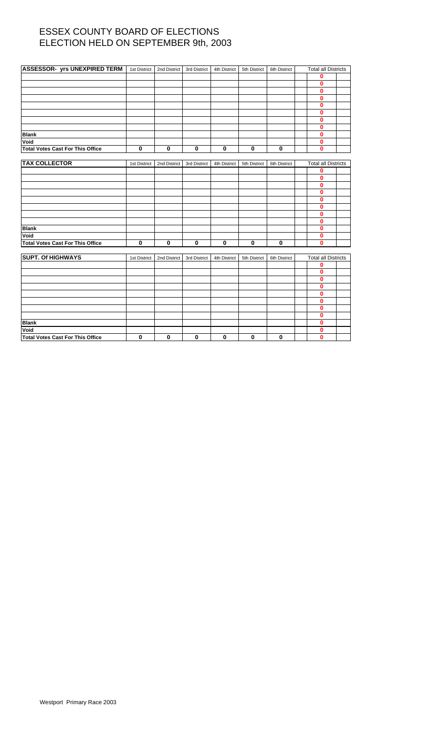# ESSEX COUNTY BOARD OF ELECTIONS
# ELECTION HELD ON SEPTEMBER 9th, 2003

| ASSESSOR- yrs UNEXPIRED TERM | 1st District | 2nd District | 3rd District | 4th District | 5th District | 6th District | | Total all Districts | |
|---|---|---|---|---|---|---|---|---|---|
| | | | | | | | | 0 | |
| | | | | | | | | 0 | |
| | | | | | | | | 0 | |
| | | | | | | | | 0 | |
| | | | | | | | | 0 | |
| | | | | | | | | 0 | |
| | | | | | | | | 0 | |
| | | | | | | | | 0 | |
| **Blank** | | | | | | | | 0 | |
| **Void** | | | | | | | | 0 | |
| **Total Votes Cast For This Office** | 0 | 0 | 0 | 0 | 0 | 0 | | 0 | |

| TAX COLLECTOR | 1st District | 2nd District | 3rd District | 4th District | 5th District | 6th District | | Total all Districts | |
|---|---|---|---|---|---|---|---|---|---|
| | | | | | | | | 0 | |
| | | | | | | | | 0 | |
| | | | | | | | | 0 | |
| | | | | | | | | 0 | |
| | | | | | | | | 0 | |
| | | | | | | | | 0 | |
| | | | | | | | | 0 | |
| | | | | | | | | 0 | |
| **Blank** | | | | | | | | 0 | |
| **Void** | | | | | | | | 0 | |
| **Total Votes Cast For This Office** | 0 | 0 | 0 | 0 | 0 | 0 | | 0 | |

| SUPT. Of HIGHWAYS | 1st District | 2nd District | 3rd District | 4th District | 5th District | 6th District | | Total all Districts | |
|---|---|---|---|---|---|---|---|---|---|
| | | | | | | | | 0 | |
| | | | | | | | | 0 | |
| | | | | | | | | 0 | |
| | | | | | | | | 0 | |
| | | | | | | | | 0 | |
| | | | | | | | | 0 | |
| | | | | | | | | 0 | |
| | | | | | | | | 0 | |
| **Blank** | | | | | | | | 0 | |
| **Void** | | | | | | | | 0 | |
| **Total Votes Cast For This Office** | 0 | 0 | 0 | 0 | 0 | 0 | | 0 | |

Westport Primary Race 2003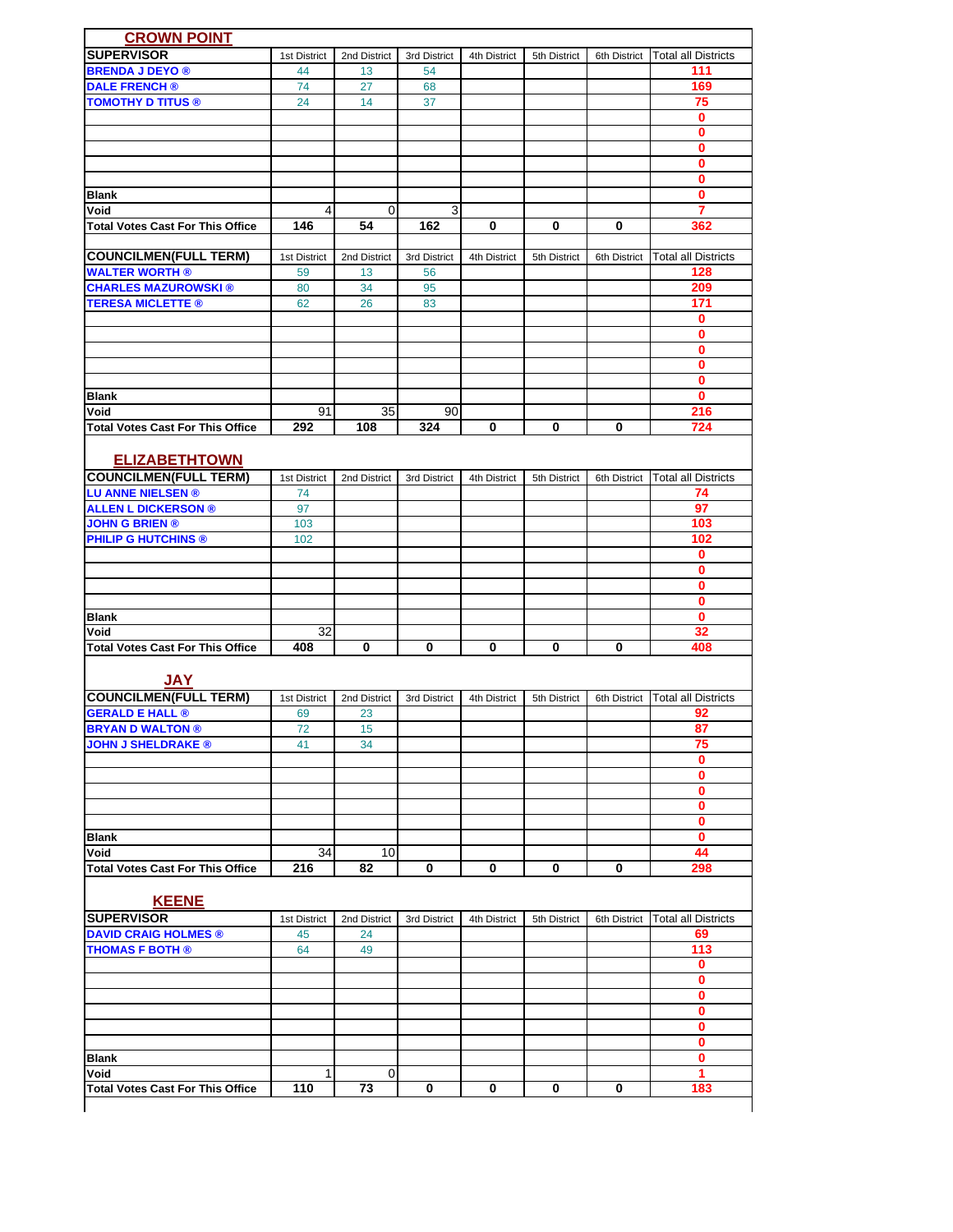## CROWN POINT

| SUPERVISOR | 1st District | 2nd District | 3rd District | 4th District | 5th District | 6th District | Total all Districts |
|---|---|---|---|---|---|---|---|
| BRENDA J DEYO ® | 44 | 13 | 54 | | | | 111 |
| DALE FRENCH ® | 74 | 27 | 68 | | | | 169 |
| TOMOTHY D TITUS ® | 24 | 14 | 37 | | | | 75 |
| | | | | | | | 0 |
| | | | | | | | 0 |
| | | | | | | | 0 |
| | | | | | | | 0 |
| | | | | | | | 0 |
| Blank | | | | | | | 0 |
| Void | 4 | 0 | 3 | | | | 7 |
| Total Votes Cast For This Office | 146 | 54 | 162 | 0 | 0 | 0 | 362 |

| COUNCILMEN(FULL TERM) | 1st District | 2nd District | 3rd District | 4th District | 5th District | 6th District | Total all Districts |
|---|---|---|---|---|---|---|---|
| WALTER WORTH ® | 59 | 13 | 56 | | | | 128 |
| CHARLES MAZUROWSKI ® | 80 | 34 | 95 | | | | 209 |
| TERESA MICLETTE ® | 62 | 26 | 83 | | | | 171 |
| | | | | | | | 0 |
| | | | | | | | 0 |
| | | | | | | | 0 |
| | | | | | | | 0 |
| | | | | | | | 0 |
| Blank | | | | | | | 0 |
| Void | 91 | 35 | 90 | | | | 216 |
| Total Votes Cast For This Office | 292 | 108 | 324 | 0 | 0 | 0 | 724 |

## ELIZABETHTOWN

| COUNCILMEN(FULL TERM) | 1st District | 2nd District | 3rd District | 4th District | 5th District | 6th District | Total all Districts |
|---|---|---|---|---|---|---|---|
| LU ANNE NIELSEN ® | 74 | | | | | | 74 |
| ALLEN L DICKERSON ® | 97 | | | | | | 97 |
| JOHN G BRIEN ® | 103 | | | | | | 103 |
| PHILIP G HUTCHINS ® | 102 | | | | | | 102 |
| | | | | | | | 0 |
| | | | | | | | 0 |
| | | | | | | | 0 |
| | | | | | | | 0 |
| Blank | | | | | | | 0 |
| Void | 32 | | | | | | 32 |
| Total Votes Cast For This Office | 408 | 0 | 0 | 0 | 0 | 0 | 408 |

## JAY

| COUNCILMEN(FULL TERM) | 1st District | 2nd District | 3rd District | 4th District | 5th District | 6th District | Total all Districts |
|---|---|---|---|---|---|---|---|
| GERALD E HALL ® | 69 | 23 | | | | | 92 |
| BRYAN D WALTON ® | 72 | 15 | | | | | 87 |
| JOHN J SHELDRAKE ® | 41 | 34 | | | | | 75 |
| | | | | | | | 0 |
| | | | | | | | 0 |
| | | | | | | | 0 |
| | | | | | | | 0 |
| | | | | | | | 0 |
| Blank | | | | | | | 0 |
| Void | 34 | 10 | | | | | 44 |
| Total Votes Cast For This Office | 216 | 82 | 0 | 0 | 0 | 0 | 298 |

## KEENE

| SUPERVISOR | 1st District | 2nd District | 3rd District | 4th District | 5th District | 6th District | Total all Districts |
|---|---|---|---|---|---|---|---|
| DAVID CRAIG HOLMES ® | 45 | 24 | | | | | 69 |
| THOMAS F BOTH ® | 64 | 49 | | | | | 113 |
| | | | | | | | 0 |
| | | | | | | | 0 |
| | | | | | | | 0 |
| | | | | | | | 0 |
| | | | | | | | 0 |
| | | | | | | | 0 |
| Blank | | | | | | | 0 |
| Void | 1 | 0 | | | | | 1 |
| Total Votes Cast For This Office | 110 | 73 | 0 | 0 | 0 | 0 | 183 |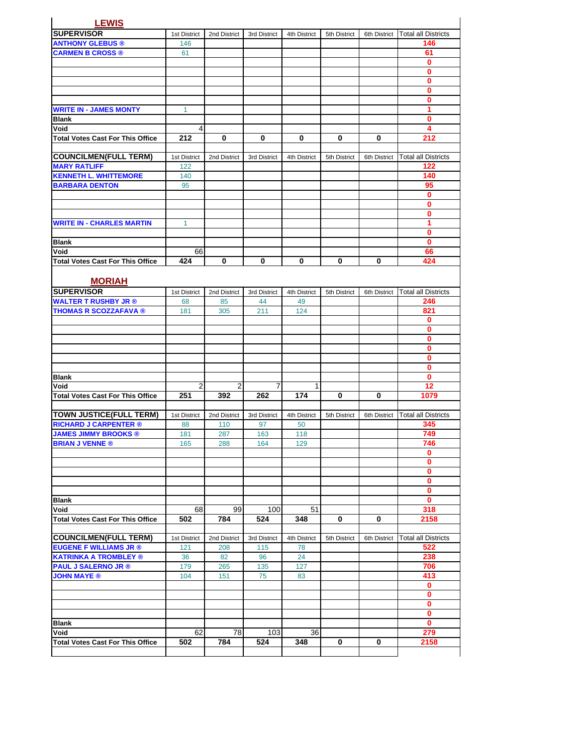## LEWIS

| SUPERVISOR | 1st District | 2nd District | 3rd District | 4th District | 5th District | 6th District | Total all Districts |
|---|---|---|---|---|---|---|---|
| ANTHONY GLEBUS ® | 146 | | | | | | 146 |
| CARMEN B CROSS ® | 61 | | | | | | 61 |
| | | | | | | | 0 |
| | | | | | | | 0 |
| | | | | | | | 0 |
| | | | | | | | 0 |
| | | | | | | | 0 |
| WRITE IN - JAMES MONTY | 1 | | | | | | 1 |
| Blank | | | | | | | 0 |
| Void | 4 | | | | | | 4 |
| Total Votes Cast For This Office | 212 | 0 | 0 | 0 | 0 | 0 | 212 |

| COUNCILMEN(FULL TERM) | 1st District | 2nd District | 3rd District | 4th District | 5th District | 6th District | Total all Districts |
|---|---|---|---|---|---|---|---|
| MARY RATLIFF | 122 | | | | | | 122 |
| KENNETH L. WHITTEMORE | 140 | | | | | | 140 |
| BARBARA DENTON | 95 | | | | | | 95 |
| | | | | | | | 0 |
| | | | | | | | 0 |
| | | | | | | | 0 |
| WRITE IN - CHARLES MARTIN | 1 | | | | | | 1 |
| | | | | | | | 0 |
| Blank | | | | | | | 0 |
| Void | 66 | | | | | | 66 |
| Total Votes Cast For This Office | 424 | 0 | 0 | 0 | 0 | 0 | 424 |

## MORIAH

| SUPERVISOR | 1st District | 2nd District | 3rd District | 4th District | 5th District | 6th District | Total all Districts |
|---|---|---|---|---|---|---|---|
| WALTER T RUSHBY JR ® | 68 | 85 | 44 | 49 | | | 246 |
| THOMAS R SCOZZAFAVA ® | 181 | 305 | 211 | 124 | | | 821 |
| | | | | | | | 0 |
| | | | | | | | 0 |
| | | | | | | | 0 |
| | | | | | | | 0 |
| | | | | | | | 0 |
| | | | | | | | 0 |
| Blank | | | | | | | 0 |
| Void | 2 | 2 | 7 | 1 | | | 12 |
| Total Votes Cast For This Office | 251 | 392 | 262 | 174 | 0 | 0 | 1079 |

| TOWN JUSTICE(FULL TERM) | 1st District | 2nd District | 3rd District | 4th District | 5th District | 6th District | Total all Districts |
|---|---|---|---|---|---|---|---|
| RICHARD J CARPENTER ® | 88 | 110 | 97 | 50 | | | 345 |
| JAMES JIMMY BROOKS ® | 181 | 287 | 163 | 118 | | | 749 |
| BRIAN J VENNE ® | 165 | 288 | 164 | 129 | | | 746 |
| | | | | | | | 0 |
| | | | | | | | 0 |
| | | | | | | | 0 |
| | | | | | | | 0 |
| | | | | | | | 0 |
| Blank | | | | | | | 0 |
| Void | 68 | 99 | 100 | 51 | | | 318 |
| Total Votes Cast For This Office | 502 | 784 | 524 | 348 | 0 | 0 | 2158 |

| COUNCILMEN(FULL TERM) | 1st District | 2nd District | 3rd District | 4th District | 5th District | 6th District | Total all Districts |
|---|---|---|---|---|---|---|---|
| EUGENE F WILLIAMS JR ® | 121 | 208 | 115 | 78 | | | 522 |
| KATRINKA A TROMBLEY ® | 36 | 82 | 96 | 24 | | | 238 |
| PAUL J SALERNO JR ® | 179 | 265 | 135 | 127 | | | 706 |
| JOHN MAYE ® | 104 | 151 | 75 | 83 | | | 413 |
| | | | | | | | 0 |
| | | | | | | | 0 |
| | | | | | | | 0 |
| | | | | | | | 0 |
| Blank | | | | | | | 0 |
| Void | 62 | 78 | 103 | 36 | | | 279 |
| Total Votes Cast For This Office | 502 | 784 | 524 | 348 | 0 | 0 | 2158 |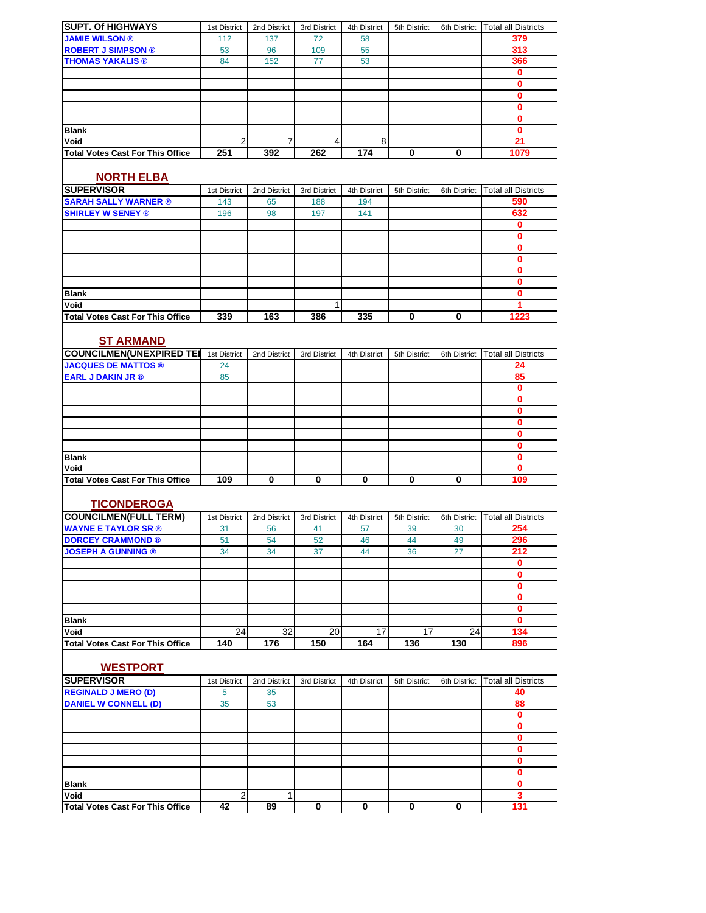| SUPT. Of HIGHWAYS | 1st District | 2nd District | 3rd District | 4th District | 5th District | 6th District | Total all Districts |
|---|---|---|---|---|---|---|---|
| JAMIE WILSON ® | 112 | 137 | 72 | 58 | | | 379 |
| ROBERT J SIMPSON ® | 53 | 96 | 109 | 55 | | | 313 |
| THOMAS YAKALIS ® | 84 | 152 | 77 | 53 | | | 366 |
| | | | | | | | 0 |
| | | | | | | | 0 |
| | | | | | | | 0 |
| | | | | | | | 0 |
| | | | | | | | 0 |
| Blank | | | | | | | 0 |
| Void | 2 | 7 | 4 | 8 | | | 21 |
| Total Votes Cast For This Office | 251 | 392 | 262 | 174 | 0 | 0 | 1079 |

## NORTH ELBA

| SUPERVISOR | 1st District | 2nd District | 3rd District | 4th District | 5th District | 6th District | Total all Districts |
|---|---|---|---|---|---|---|---|
| SARAH SALLY WARNER ® | 143 | 65 | 188 | 194 | | | 590 |
| SHIRLEY W SENEY ® | 196 | 98 | 197 | 141 | | | 632 |
| | | | | | | | 0 |
| | | | | | | | 0 |
| | | | | | | | 0 |
| | | | | | | | 0 |
| | | | | | | | 0 |
| | | | | | | | 0 |
| Blank | | | | | | | 0 |
| Void | | | 1 | | | | 1 |
| Total Votes Cast For This Office | 339 | 163 | 386 | 335 | 0 | 0 | 1223 |

## ST ARMAND

| COUNCILMEN(UNEXPIRED TEI | 1st District | 2nd District | 3rd District | 4th District | 5th District | 6th District | Total all Districts |
|---|---|---|---|---|---|---|---|
| JACQUES DE MATTOS ® | 24 | | | | | | 24 |
| EARL J DAKIN JR ® | 85 | | | | | | 85 |
| | | | | | | | 0 |
| | | | | | | | 0 |
| | | | | | | | 0 |
| | | | | | | | 0 |
| | | | | | | | 0 |
| | | | | | | | 0 |
| Blank | | | | | | | 0 |
| Void | | | | | | | 0 |
| Total Votes Cast For This Office | 109 | 0 | 0 | 0 | 0 | 0 | 109 |

## TICONDEROGA

| COUNCILMEN(FULL TERM) | 1st District | 2nd District | 3rd District | 4th District | 5th District | 6th District | Total all Districts |
|---|---|---|---|---|---|---|---|
| WAYNE E TAYLOR SR ® | 31 | 56 | 41 | 57 | 39 | 30 | 254 |
| DORCEY CRAMMOND ® | 51 | 54 | 52 | 46 | 44 | 49 | 296 |
| JOSEPH A GUNNING ® | 34 | 34 | 37 | 44 | 36 | 27 | 212 |
| | | | | | | | 0 |
| | | | | | | | 0 |
| | | | | | | | 0 |
| | | | | | | | 0 |
| | | | | | | | 0 |
| Blank | | | | | | | 0 |
| Void | 24 | 32 | 20 | 17 | 17 | 24 | 134 |
| Total Votes Cast For This Office | 140 | 176 | 150 | 164 | 136 | 130 | 896 |

## WESTPORT

| SUPERVISOR | 1st District | 2nd District | 3rd District | 4th District | 5th District | 6th District | Total all Districts |
|---|---|---|---|---|---|---|---|
| REGINALD J MERO (D) | 5 | 35 | | | | | 40 |
| DANIEL W CONNELL (D) | 35 | 53 | | | | | 88 |
| | | | | | | | 0 |
| | | | | | | | 0 |
| | | | | | | | 0 |
| | | | | | | | 0 |
| | | | | | | | 0 |
| | | | | | | | 0 |
| Blank | | | | | | | 0 |
| Void | 2 | 1 | | | | | 3 |
| Total Votes Cast For This Office | 42 | 89 | 0 | 0 | 0 | 0 | 131 |